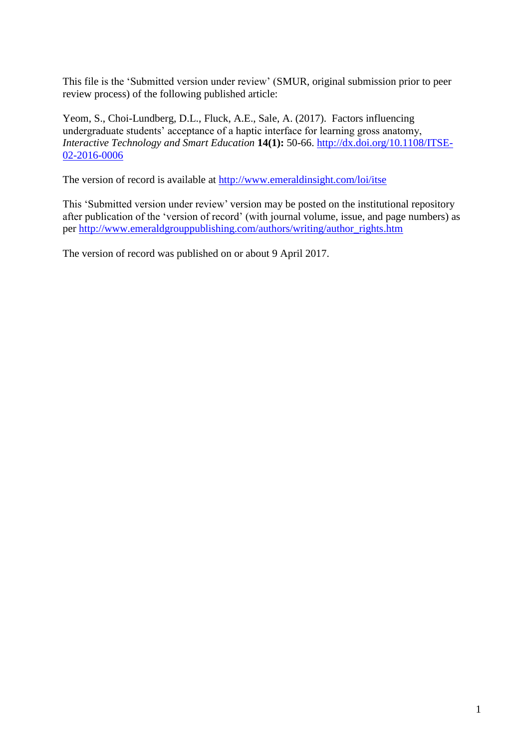This file is the 'Submitted version under review' (SMUR, original submission prior to peer review process) of the following published article:

Yeom, S., Choi-Lundberg, D.L., Fluck, A.E., Sale, A. (2017). Factors influencing undergraduate students' acceptance of a haptic interface for learning gross anatomy, *Interactive Technology and Smart Education* **14(1):** 50-66. [http://dx.doi.org/10.1108/ITSE-02-2016-0006](http://dx.doi.org/10.1108/ITSE-02-2016-0006)

The version of record is available at [http://www.emeraldinsight.com/loi/itse](http://www.emeraldinsight.com/loi/itse)

This 'Submitted version under review' version may be posted on the institutional repository after publication of the 'version of record' (with journal volume, issue, and page numbers) as per [http://www.emeraldgrouppublishing.com/authors/writing/author_rights.htm](http://www.emeraldgrouppublishing.com/authors/writing/author_rights.htm)

The version of record was published on or about 9 April 2017.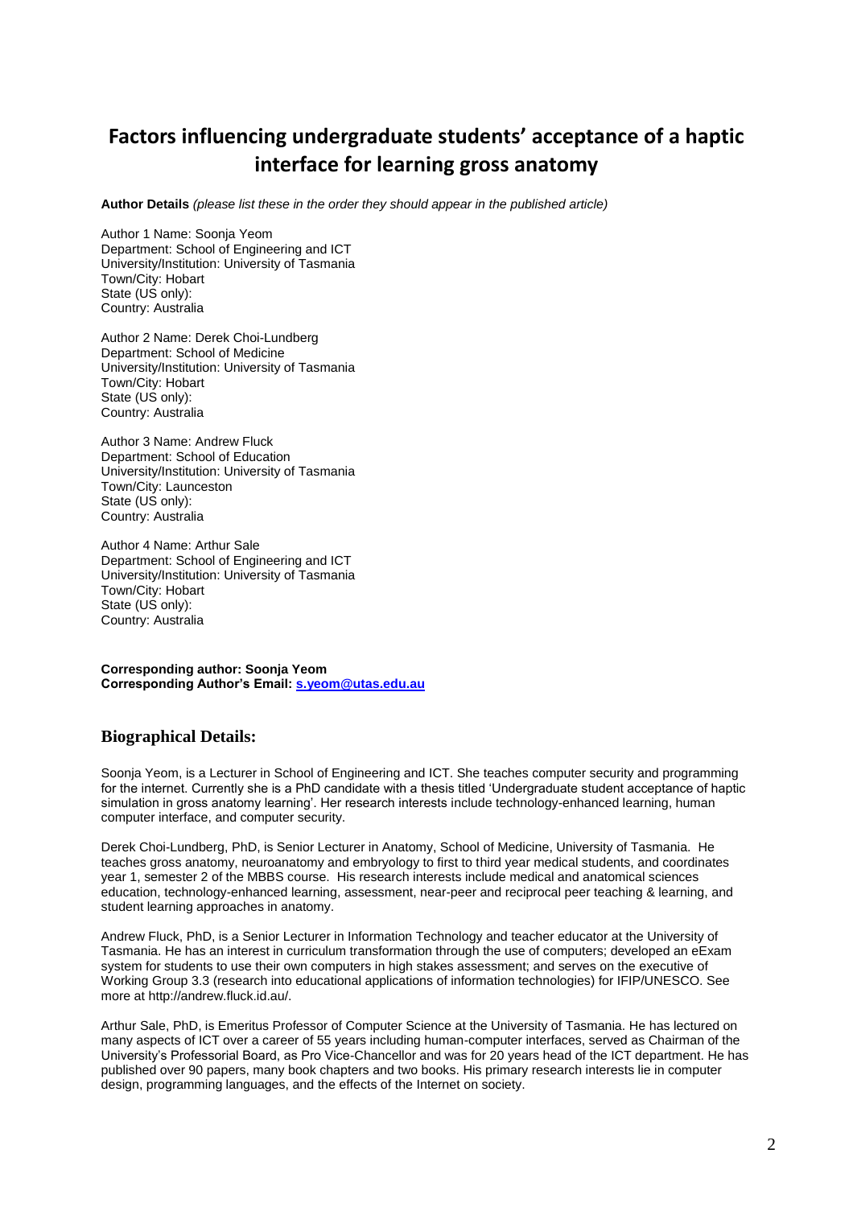# Factors influencing undergraduate students' acceptance of a haptic interface for learning gross anatomy

**Author Details** *(please list these in the order they should appear in the published article)*

Author 1 Name: Soonja Yeom
Department: School of Engineering and ICT
University/Institution: University of Tasmania
Town/City: Hobart
State (US only):
Country: Australia

Author 2 Name: Derek Choi-Lundberg
Department: School of Medicine
University/Institution: University of Tasmania
Town/City: Hobart
State (US only):
Country: Australia

Author 3 Name: Andrew Fluck
Department: School of Education
University/Institution: University of Tasmania
Town/City: Launceston
State (US only):
Country: Australia

Author 4 Name: Arthur Sale
Department: School of Engineering and ICT
University/Institution: University of Tasmania
Town/City: Hobart
State (US only):
Country: Australia

**Corresponding author: Soonja Yeom**
**Corresponding Author's Email: s.yeom@utas.edu.au**

## Biographical Details:

Soonja Yeom, is a Lecturer in School of Engineering and ICT. She teaches computer security and programming for the internet. Currently she is a PhD candidate with a thesis titled 'Undergraduate student acceptance of haptic simulation in gross anatomy learning'. Her research interests include technology-enhanced learning, human computer interface, and computer security.

Derek Choi-Lundberg, PhD, is Senior Lecturer in Anatomy, School of Medicine, University of Tasmania. He teaches gross anatomy, neuroanatomy and embryology to first to third year medical students, and coordinates year 1, semester 2 of the MBBS course. His research interests include medical and anatomical sciences education, technology-enhanced learning, assessment, near-peer and reciprocal peer teaching & learning, and student learning approaches in anatomy.

Andrew Fluck, PhD, is a Senior Lecturer in Information Technology and teacher educator at the University of Tasmania. He has an interest in curriculum transformation through the use of computers; developed an eExam system for students to use their own computers in high stakes assessment; and serves on the executive of Working Group 3.3 (research into educational applications of information technologies) for IFIP/UNESCO. See more at http://andrew.fluck.id.au/.

Arthur Sale, PhD, is Emeritus Professor of Computer Science at the University of Tasmania. He has lectured on many aspects of ICT over a career of 55 years including human-computer interfaces, served as Chairman of the University's Professorial Board, as Pro Vice-Chancellor and was for 20 years head of the ICT department. He has published over 90 papers, many book chapters and two books. His primary research interests lie in computer design, programming languages, and the effects of the Internet on society.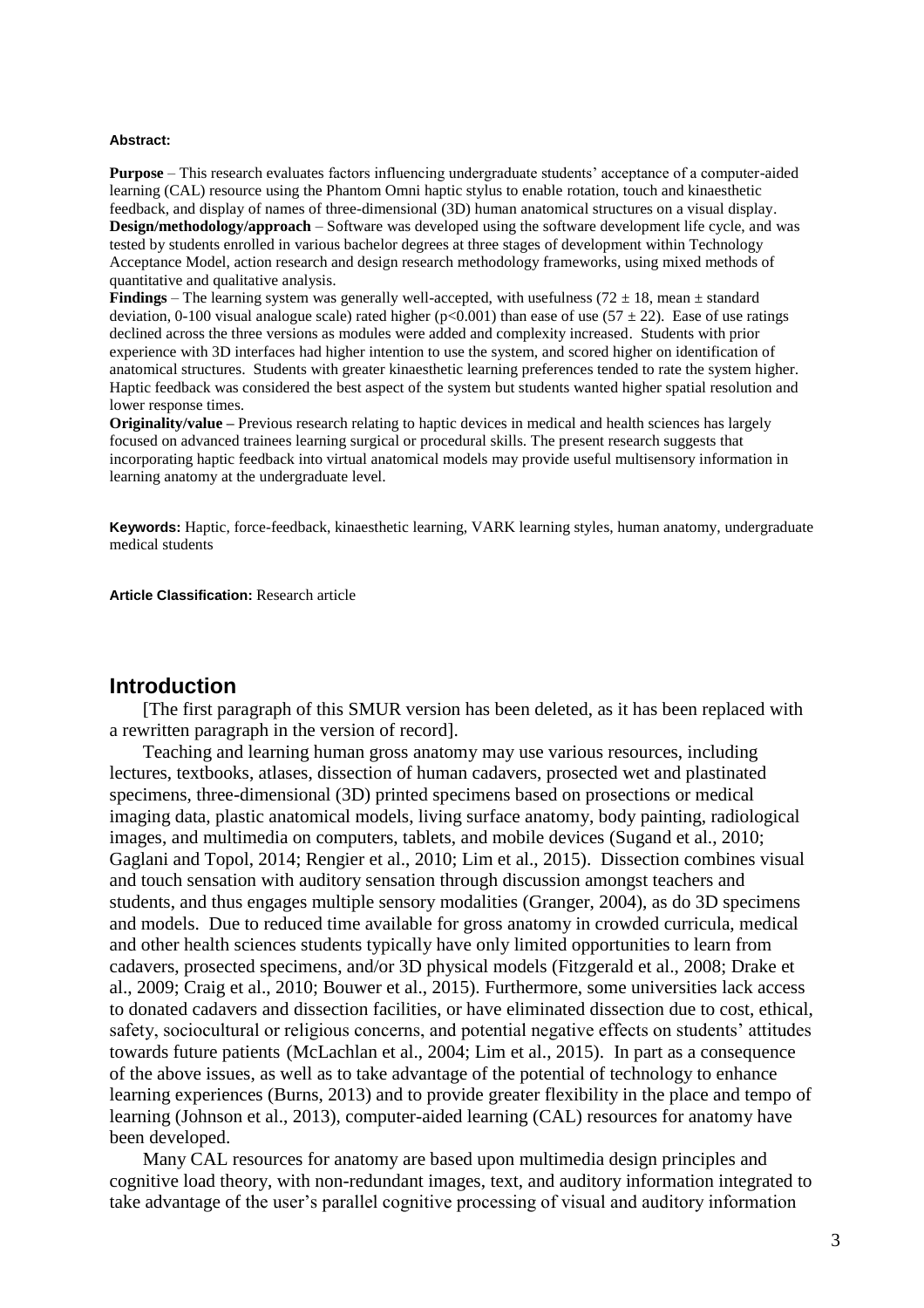**Abstract:**

**Purpose** – This research evaluates factors influencing undergraduate students' acceptance of a computer-aided learning (CAL) resource using the Phantom Omni haptic stylus to enable rotation, touch and kinaesthetic feedback, and display of names of three-dimensional (3D) human anatomical structures on a visual display.

**Design/methodology/approach** – Software was developed using the software development life cycle, and was tested by students enrolled in various bachelor degrees at three stages of development within Technology Acceptance Model, action research and design research methodology frameworks, using mixed methods of quantitative and qualitative analysis.

**Findings** – The learning system was generally well-accepted, with usefulness ($72 \pm 18$, mean $\pm$ standard deviation, 0-100 visual analogue scale) rated higher ($p<0.001$) than ease of use ($57 \pm 22$). Ease of use ratings declined across the three versions as modules were added and complexity increased. Students with prior experience with 3D interfaces had higher intention to use the system, and scored higher on identification of anatomical structures. Students with greater kinaesthetic learning preferences tended to rate the system higher. Haptic feedback was considered the best aspect of the system but students wanted higher spatial resolution and lower response times.

**Originality/value –** Previous research relating to haptic devices in medical and health sciences has largely focused on advanced trainees learning surgical or procedural skills. The present research suggests that incorporating haptic feedback into virtual anatomical models may provide useful multisensory information in learning anatomy at the undergraduate level.

**Keywords:** Haptic, force-feedback, kinaesthetic learning, VARK learning styles, human anatomy, undergraduate medical students

**Article Classification:** Research article

## Introduction

[The first paragraph of this SMUR version has been deleted, as it has been replaced with a rewritten paragraph in the version of record].

Teaching and learning human gross anatomy may use various resources, including lectures, textbooks, atlases, dissection of human cadavers, prosected wet and plastinated specimens, three-dimensional (3D) printed specimens based on prosections or medical imaging data, plastic anatomical models, living surface anatomy, body painting, radiological images, and multimedia on computers, tablets, and mobile devices (Sugand et al., 2010; Gaglani and Topol, 2014; Rengier et al., 2010; Lim et al., 2015). Dissection combines visual and touch sensation with auditory sensation through discussion amongst teachers and students, and thus engages multiple sensory modalities (Granger, 2004), as do 3D specimens and models. Due to reduced time available for gross anatomy in crowded curricula, medical and other health sciences students typically have only limited opportunities to learn from cadavers, prosected specimens, and/or 3D physical models (Fitzgerald et al., 2008; Drake et al., 2009; Craig et al., 2010; Bouwer et al., 2015). Furthermore, some universities lack access to donated cadavers and dissection facilities, or have eliminated dissection due to cost, ethical, safety, sociocultural or religious concerns, and potential negative effects on students' attitudes towards future patients (McLachlan et al., 2004; Lim et al., 2015). In part as a consequence of the above issues, as well as to take advantage of the potential of technology to enhance learning experiences (Burns, 2013) and to provide greater flexibility in the place and tempo of learning (Johnson et al., 2013), computer-aided learning (CAL) resources for anatomy have been developed.

Many CAL resources for anatomy are based upon multimedia design principles and cognitive load theory, with non-redundant images, text, and auditory information integrated to take advantage of the user's parallel cognitive processing of visual and auditory information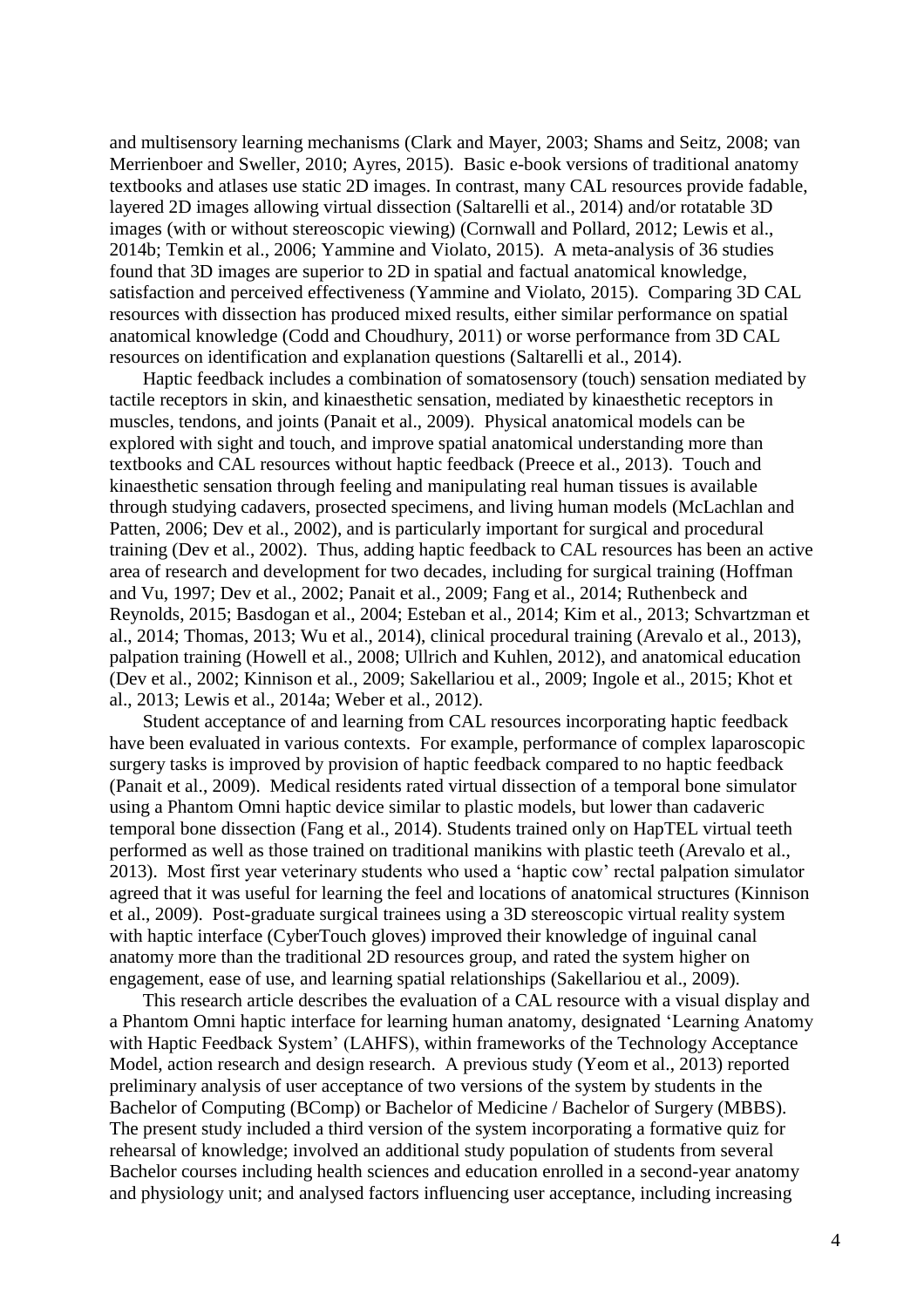and multisensory learning mechanisms (Clark and Mayer, 2003; Shams and Seitz, 2008; van Merrienboer and Sweller, 2010; Ayres, 2015). Basic e-book versions of traditional anatomy textbooks and atlases use static 2D images. In contrast, many CAL resources provide fadable, layered 2D images allowing virtual dissection (Saltarelli et al., 2014) and/or rotatable 3D images (with or without stereoscopic viewing) (Cornwall and Pollard, 2012; Lewis et al., 2014b; Temkin et al., 2006; Yammine and Violato, 2015). A meta-analysis of 36 studies found that 3D images are superior to 2D in spatial and factual anatomical knowledge, satisfaction and perceived effectiveness (Yammine and Violato, 2015). Comparing 3D CAL resources with dissection has produced mixed results, either similar performance on spatial anatomical knowledge (Codd and Choudhury, 2011) or worse performance from 3D CAL resources on identification and explanation questions (Saltarelli et al., 2014).

Haptic feedback includes a combination of somatosensory (touch) sensation mediated by tactile receptors in skin, and kinaesthetic sensation, mediated by kinaesthetic receptors in muscles, tendons, and joints (Panait et al., 2009). Physical anatomical models can be explored with sight and touch, and improve spatial anatomical understanding more than textbooks and CAL resources without haptic feedback (Preece et al., 2013). Touch and kinaesthetic sensation through feeling and manipulating real human tissues is available through studying cadavers, prosected specimens, and living human models (McLachlan and Patten, 2006; Dev et al., 2002), and is particularly important for surgical and procedural training (Dev et al., 2002). Thus, adding haptic feedback to CAL resources has been an active area of research and development for two decades, including for surgical training (Hoffman and Vu, 1997; Dev et al., 2002; Panait et al., 2009; Fang et al., 2014; Ruthenbeck and Reynolds, 2015; Basdogan et al., 2004; Esteban et al., 2014; Kim et al., 2013; Schvartzman et al., 2014; Thomas, 2013; Wu et al., 2014), clinical procedural training (Arevalo et al., 2013), palpation training (Howell et al., 2008; Ullrich and Kuhlen, 2012), and anatomical education (Dev et al., 2002; Kinnison et al., 2009; Sakellariou et al., 2009; Ingole et al., 2015; Khot et al., 2013; Lewis et al., 2014a; Weber et al., 2012).

Student acceptance of and learning from CAL resources incorporating haptic feedback have been evaluated in various contexts. For example, performance of complex laparoscopic surgery tasks is improved by provision of haptic feedback compared to no haptic feedback (Panait et al., 2009). Medical residents rated virtual dissection of a temporal bone simulator using a Phantom Omni haptic device similar to plastic models, but lower than cadaveric temporal bone dissection (Fang et al., 2014). Students trained only on HapTEL virtual teeth performed as well as those trained on traditional manikins with plastic teeth (Arevalo et al., 2013). Most first year veterinary students who used a 'haptic cow' rectal palpation simulator agreed that it was useful for learning the feel and locations of anatomical structures (Kinnison et al., 2009). Post-graduate surgical trainees using a 3D stereoscopic virtual reality system with haptic interface (CyberTouch gloves) improved their knowledge of inguinal canal anatomy more than the traditional 2D resources group, and rated the system higher on engagement, ease of use, and learning spatial relationships (Sakellariou et al., 2009).

This research article describes the evaluation of a CAL resource with a visual display and a Phantom Omni haptic interface for learning human anatomy, designated 'Learning Anatomy with Haptic Feedback System' (LAHFS), within frameworks of the Technology Acceptance Model, action research and design research. A previous study (Yeom et al., 2013) reported preliminary analysis of user acceptance of two versions of the system by students in the Bachelor of Computing (BComp) or Bachelor of Medicine / Bachelor of Surgery (MBBS). The present study included a third version of the system incorporating a formative quiz for rehearsal of knowledge; involved an additional study population of students from several Bachelor courses including health sciences and education enrolled in a second-year anatomy and physiology unit; and analysed factors influencing user acceptance, including increasing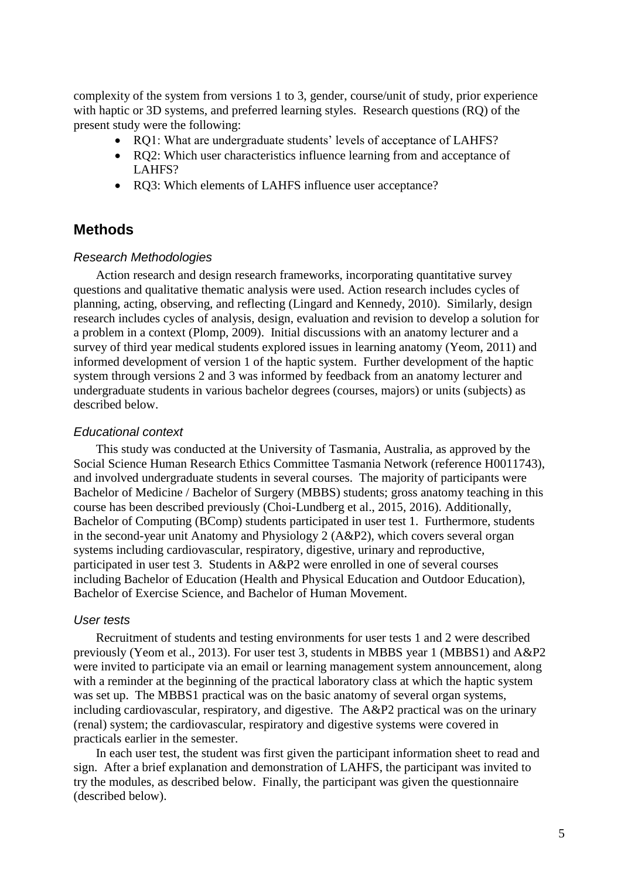complexity of the system from versions 1 to 3, gender, course/unit of study, prior experience with haptic or 3D systems, and preferred learning styles. Research questions (RQ) of the present study were the following:

- RQ1: What are undergraduate students' levels of acceptance of LAHFS?
- RQ2: Which user characteristics influence learning from and acceptance of LAHFS?
- RQ3: Which elements of LAHFS influence user acceptance?

## Methods

### *Research Methodologies*

Action research and design research frameworks, incorporating quantitative survey questions and qualitative thematic analysis were used. Action research includes cycles of planning, acting, observing, and reflecting (Lingard and Kennedy, 2010). Similarly, design research includes cycles of analysis, design, evaluation and revision to develop a solution for a problem in a context (Plomp, 2009). Initial discussions with an anatomy lecturer and a survey of third year medical students explored issues in learning anatomy (Yeom, 2011) and informed development of version 1 of the haptic system. Further development of the haptic system through versions 2 and 3 was informed by feedback from an anatomy lecturer and undergraduate students in various bachelor degrees (courses, majors) or units (subjects) as described below.

### *Educational context*

This study was conducted at the University of Tasmania, Australia, as approved by the Social Science Human Research Ethics Committee Tasmania Network (reference H0011743), and involved undergraduate students in several courses. The majority of participants were Bachelor of Medicine / Bachelor of Surgery (MBBS) students; gross anatomy teaching in this course has been described previously (Choi-Lundberg et al., 2015, 2016). Additionally, Bachelor of Computing (BComp) students participated in user test 1. Furthermore, students in the second-year unit Anatomy and Physiology 2 (A&P2), which covers several organ systems including cardiovascular, respiratory, digestive, urinary and reproductive, participated in user test 3. Students in A&P2 were enrolled in one of several courses including Bachelor of Education (Health and Physical Education and Outdoor Education), Bachelor of Exercise Science, and Bachelor of Human Movement.

### *User tests*

Recruitment of students and testing environments for user tests 1 and 2 were described previously (Yeom et al., 2013). For user test 3, students in MBBS year 1 (MBBS1) and A&P2 were invited to participate via an email or learning management system announcement, along with a reminder at the beginning of the practical laboratory class at which the haptic system was set up. The MBBS1 practical was on the basic anatomy of several organ systems, including cardiovascular, respiratory, and digestive. The A&P2 practical was on the urinary (renal) system; the cardiovascular, respiratory and digestive systems were covered in practicals earlier in the semester.

In each user test, the student was first given the participant information sheet to read and sign. After a brief explanation and demonstration of LAHFS, the participant was invited to try the modules, as described below. Finally, the participant was given the questionnaire (described below).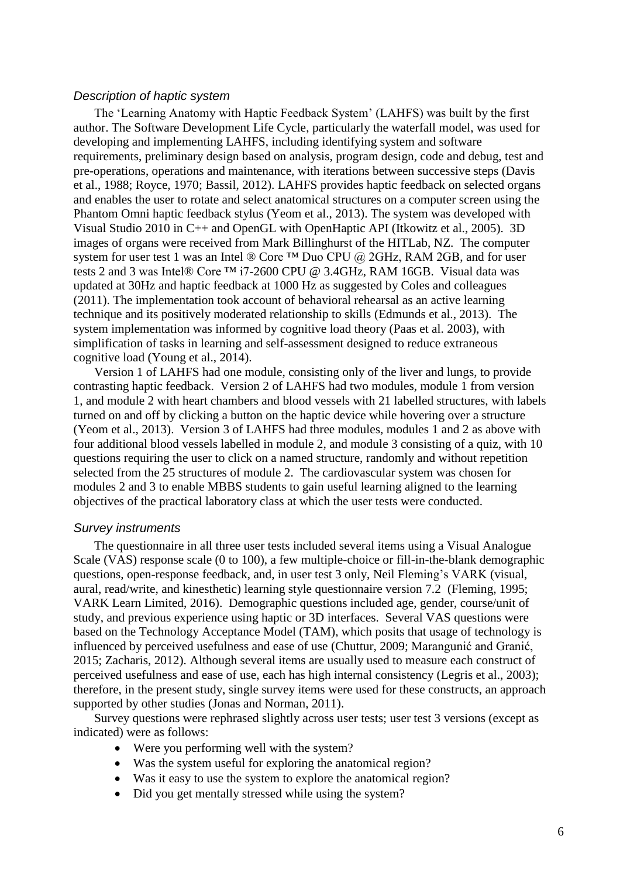### *Description of haptic system*

The 'Learning Anatomy with Haptic Feedback System' (LAHFS) was built by the first author. The Software Development Life Cycle, particularly the waterfall model, was used for developing and implementing LAHFS, including identifying system and software requirements, preliminary design based on analysis, program design, code and debug, test and pre-operations, operations and maintenance, with iterations between successive steps (Davis et al., 1988; Royce, 1970; Bassil, 2012). LAHFS provides haptic feedback on selected organs and enables the user to rotate and select anatomical structures on a computer screen using the Phantom Omni haptic feedback stylus (Yeom et al., 2013). The system was developed with Visual Studio 2010 in C++ and OpenGL with OpenHaptic API (Itkowitz et al., 2005). 3D images of organs were received from Mark Billinghurst of the HITLab, NZ. The computer system for user test 1 was an Intel ® Core ™ Duo CPU @ 2GHz, RAM 2GB, and for user tests 2 and 3 was Intel® Core ™ i7-2600 CPU @ 3.4GHz, RAM 16GB. Visual data was updated at 30Hz and haptic feedback at 1000 Hz as suggested by Coles and colleagues (2011). The implementation took account of behavioral rehearsal as an active learning technique and its positively moderated relationship to skills (Edmunds et al., 2013). The system implementation was informed by cognitive load theory (Paas et al. 2003), with simplification of tasks in learning and self-assessment designed to reduce extraneous cognitive load (Young et al., 2014).

Version 1 of LAHFS had one module, consisting only of the liver and lungs, to provide contrasting haptic feedback. Version 2 of LAHFS had two modules, module 1 from version 1, and module 2 with heart chambers and blood vessels with 21 labelled structures, with labels turned on and off by clicking a button on the haptic device while hovering over a structure (Yeom et al., 2013). Version 3 of LAHFS had three modules, modules 1 and 2 as above with four additional blood vessels labelled in module 2, and module 3 consisting of a quiz, with 10 questions requiring the user to click on a named structure, randomly and without repetition selected from the 25 structures of module 2. The cardiovascular system was chosen for modules 2 and 3 to enable MBBS students to gain useful learning aligned to the learning objectives of the practical laboratory class at which the user tests were conducted.

### *Survey instruments*

The questionnaire in all three user tests included several items using a Visual Analogue Scale (VAS) response scale (0 to 100), a few multiple-choice or fill-in-the-blank demographic questions, open-response feedback, and, in user test 3 only, Neil Fleming's VARK (visual, aural, read/write, and kinesthetic) learning style questionnaire version 7.2 (Fleming, 1995; VARK Learn Limited, 2016). Demographic questions included age, gender, course/unit of study, and previous experience using haptic or 3D interfaces. Several VAS questions were based on the Technology Acceptance Model (TAM), which posits that usage of technology is influenced by perceived usefulness and ease of use (Chuttur, 2009; Marangunić and Granić, 2015; Zacharis, 2012). Although several items are usually used to measure each construct of perceived usefulness and ease of use, each has high internal consistency (Legris et al., 2003); therefore, in the present study, single survey items were used for these constructs, an approach supported by other studies (Jonas and Norman, 2011).

Survey questions were rephrased slightly across user tests; user test 3 versions (except as indicated) were as follows:

- Were you performing well with the system?
- Was the system useful for exploring the anatomical region?
- Was it easy to use the system to explore the anatomical region?
- Did you get mentally stressed while using the system?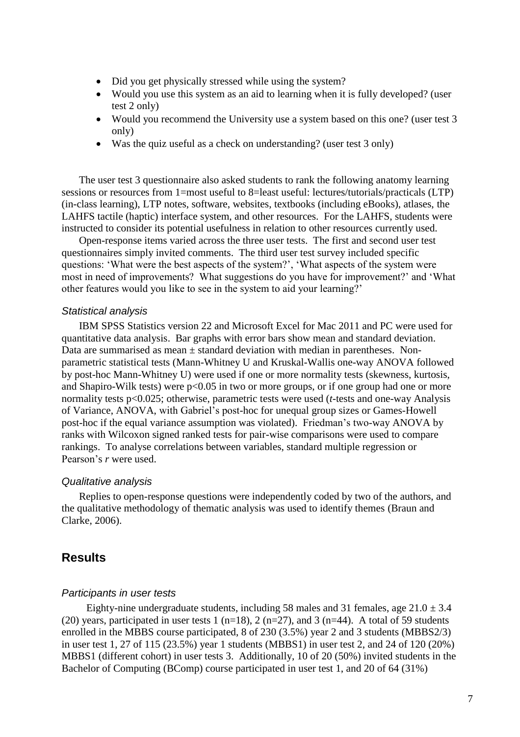- Did you get physically stressed while using the system?
- Would you use this system as an aid to learning when it is fully developed? (user test 2 only)
- Would you recommend the University use a system based on this one? (user test 3 only)
- Was the quiz useful as a check on understanding? (user test 3 only)

The user test 3 questionnaire also asked students to rank the following anatomy learning sessions or resources from 1=most useful to 8=least useful: lectures/tutorials/practicals (LTP) (in-class learning), LTP notes, software, websites, textbooks (including eBooks), atlases, the LAHFS tactile (haptic) interface system, and other resources. For the LAHFS, students were instructed to consider its potential usefulness in relation to other resources currently used.

Open-response items varied across the three user tests. The first and second user test questionnaires simply invited comments. The third user test survey included specific questions: 'What were the best aspects of the system?', 'What aspects of the system were most in need of improvements? What suggestions do you have for improvement?' and 'What other features would you like to see in the system to aid your learning?'

### *Statistical analysis*

IBM SPSS Statistics version 22 and Microsoft Excel for Mac 2011 and PC were used for quantitative data analysis. Bar graphs with error bars show mean and standard deviation. Data are summarised as mean ± standard deviation with median in parentheses. Non-parametric statistical tests (Mann-Whitney U and Kruskal-Wallis one-way ANOVA followed by post-hoc Mann-Whitney U) were used if one or more normality tests (skewness, kurtosis, and Shapiro-Wilk tests) were $p<0.05$ in two or more groups, or if one group had one or more normality tests $p<0.025$; otherwise, parametric tests were used (*t*-tests and one-way Analysis of Variance, ANOVA, with Gabriel's post-hoc for unequal group sizes or Games-Howell post-hoc if the equal variance assumption was violated). Friedman's two-way ANOVA by ranks with Wilcoxon signed ranked tests for pair-wise comparisons were used to compare rankings. To analyse correlations between variables, standard multiple regression or Pearson's *r* were used.

### *Qualitative analysis*

Replies to open-response questions were independently coded by two of the authors, and the qualitative methodology of thematic analysis was used to identify themes (Braun and Clarke, 2006).

## Results

### *Participants in user tests*

Eighty-nine undergraduate students, including 58 males and 31 females, age 21.0 ± 3.4 (20) years, participated in user tests 1 (n=18), 2 (n=27), and 3 (n=44). A total of 59 students enrolled in the MBBS course participated, 8 of 230 (3.5%) year 2 and 3 students (MBBS2/3) in user test 1, 27 of 115 (23.5%) year 1 students (MBBS1) in user test 2, and 24 of 120 (20%) MBBS1 (different cohort) in user tests 3. Additionally, 10 of 20 (50%) invited students in the Bachelor of Computing (BComp) course participated in user test 1, and 20 of 64 (31%)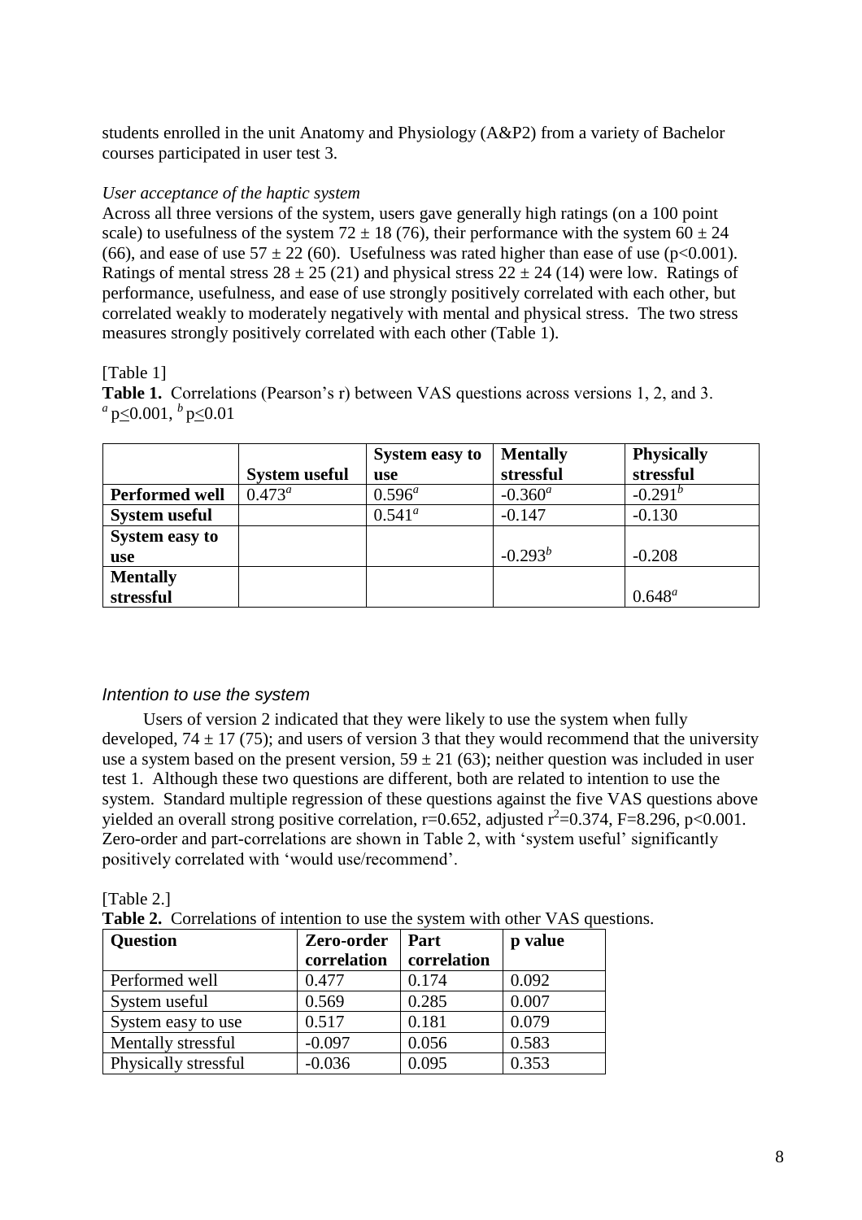students enrolled in the unit Anatomy and Physiology (A&P2) from a variety of Bachelor courses participated in user test 3.

*User acceptance of the haptic system*

Across all three versions of the system, users gave generally high ratings (on a 100 point scale) to usefulness of the system $72 \pm 18$ (76), their performance with the system $60 \pm 24$ (66), and ease of use $57 \pm 22$ (60). Usefulness was rated higher than ease of use ($p<0.001$). Ratings of mental stress $28 \pm 25$ (21) and physical stress $22 \pm 24$ (14) were low. Ratings of performance, usefulness, and ease of use strongly positively correlated with each other, but correlated weakly to moderately negatively with mental and physical stress. The two stress measures strongly positively correlated with each other (Table 1).

[Table 1]

**Table 1.** Correlations (Pearson's r) between VAS questions across versions 1, 2, and 3.
[a] $p \leq 0.001$, [b] $p \leq 0.01$

| | **System useful** | **System easy to use** | **Mentally stressful** | **Physically stressful** |
|---|---|---|---|---|
| **Performed well** | 0.473[a] | 0.596[a] | -0.360[a] | -0.291[b] |
| **System useful** | | 0.541[a] | -0.147 | -0.130 |
| **System easy to use** | | | -0.293[b] | -0.208 |
| **Mentally stressful** | | | | 0.648[a] |

*Intention to use the system*

Users of version 2 indicated that they were likely to use the system when fully developed, $74 \pm 17$ (75); and users of version 3 that they would recommend that the university use a system based on the present version, $59 \pm 21$ (63); neither question was included in user test 1. Although these two questions are different, both are related to intention to use the system. Standard multiple regression of these questions against the five VAS questions above yielded an overall strong positive correlation, $r=0.652$, adjusted $r^2=0.374$, $F=8.296$, $p<0.001$. Zero-order and part-correlations are shown in Table 2, with 'system useful' significantly positively correlated with 'would use/recommend'.

[Table 2.]

**Table 2.** Correlations of intention to use the system with other VAS questions.

| **Question** | **Zero-order correlation** | **Part correlation** | **p value** |
|---|---|---|---|
| Performed well | 0.477 | 0.174 | 0.092 |
| System useful | 0.569 | 0.285 | 0.007 |
| System easy to use | 0.517 | 0.181 | 0.079 |
| Mentally stressful | -0.097 | 0.056 | 0.583 |
| Physically stressful | -0.036 | 0.095 | 0.353 |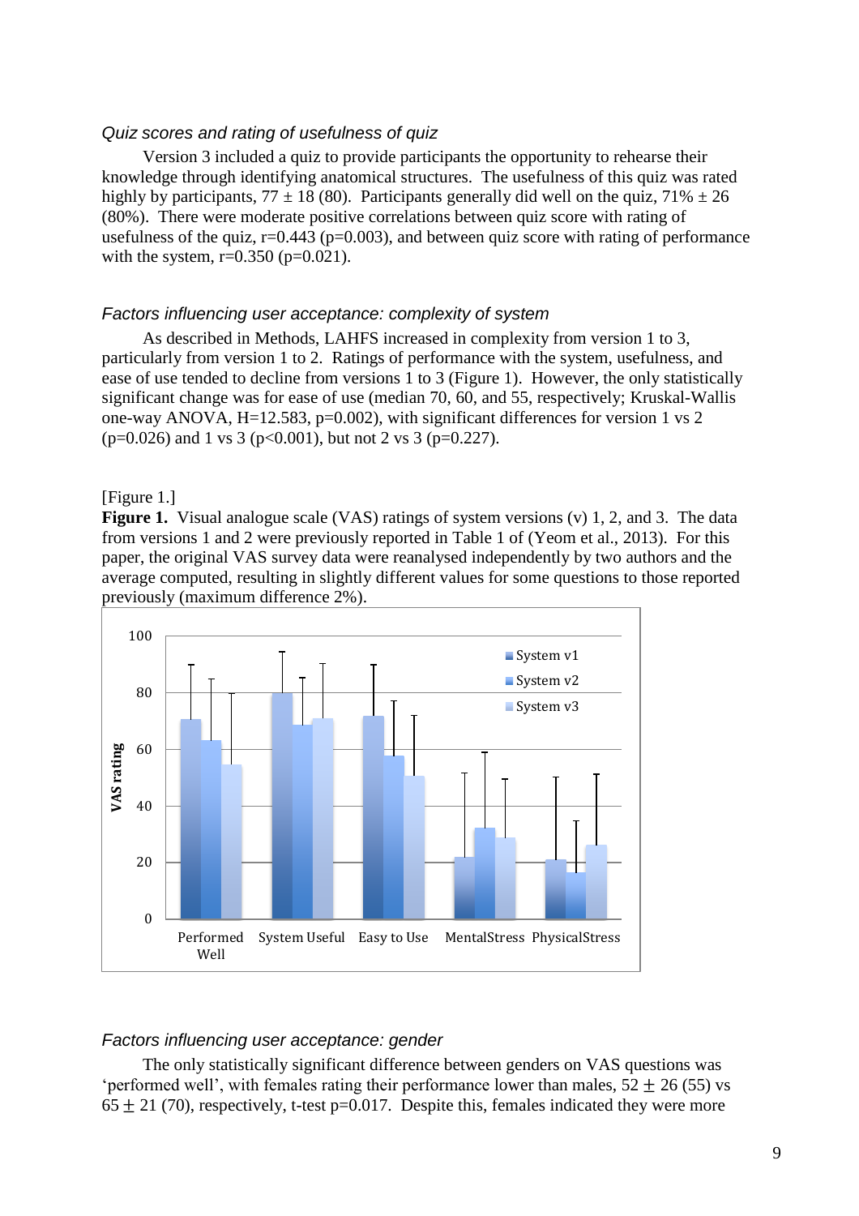*Quiz scores and rating of usefulness of quiz*

Version 3 included a quiz to provide participants the opportunity to rehearse their knowledge through identifying anatomical structures. The usefulness of this quiz was rated highly by participants, 77 ± 18 (80). Participants generally did well on the quiz, 71% ± 26 (80%). There were moderate positive correlations between quiz score with rating of usefulness of the quiz, r=0.443 (p=0.003), and between quiz score with rating of performance with the system, r=0.350 (p=0.021).

*Factors influencing user acceptance: complexity of system*

As described in Methods, LAHFS increased in complexity from version 1 to 3, particularly from version 1 to 2. Ratings of performance with the system, usefulness, and ease of use tended to decline from versions 1 to 3 (Figure 1). However, the only statistically significant change was for ease of use (median 70, 60, and 55, respectively; Kruskal-Wallis one-way ANOVA, H=12.583, p=0.002), with significant differences for version 1 vs 2 (p=0.026) and 1 vs 3 (p<0.001), but not 2 vs 3 (p=0.227).

[Figure 1.]

**Figure 1.** Visual analogue scale (VAS) ratings of system versions (v) 1, 2, and 3. The data from versions 1 and 2 were previously reported in Table 1 of (Yeom et al., 2013). For this paper, the original VAS survey data were reanalysed independently by two authors and the average computed, resulting in slightly different values for some questions to those reported previously (maximum difference 2%).

*Factors influencing user acceptance: gender*

The only statistically significant difference between genders on VAS questions was 'performed well', with females rating their performance lower than males, 52 ± 26 (55) vs 65 ± 21 (70), respectively, t-test p=0.017. Despite this, females indicated they were more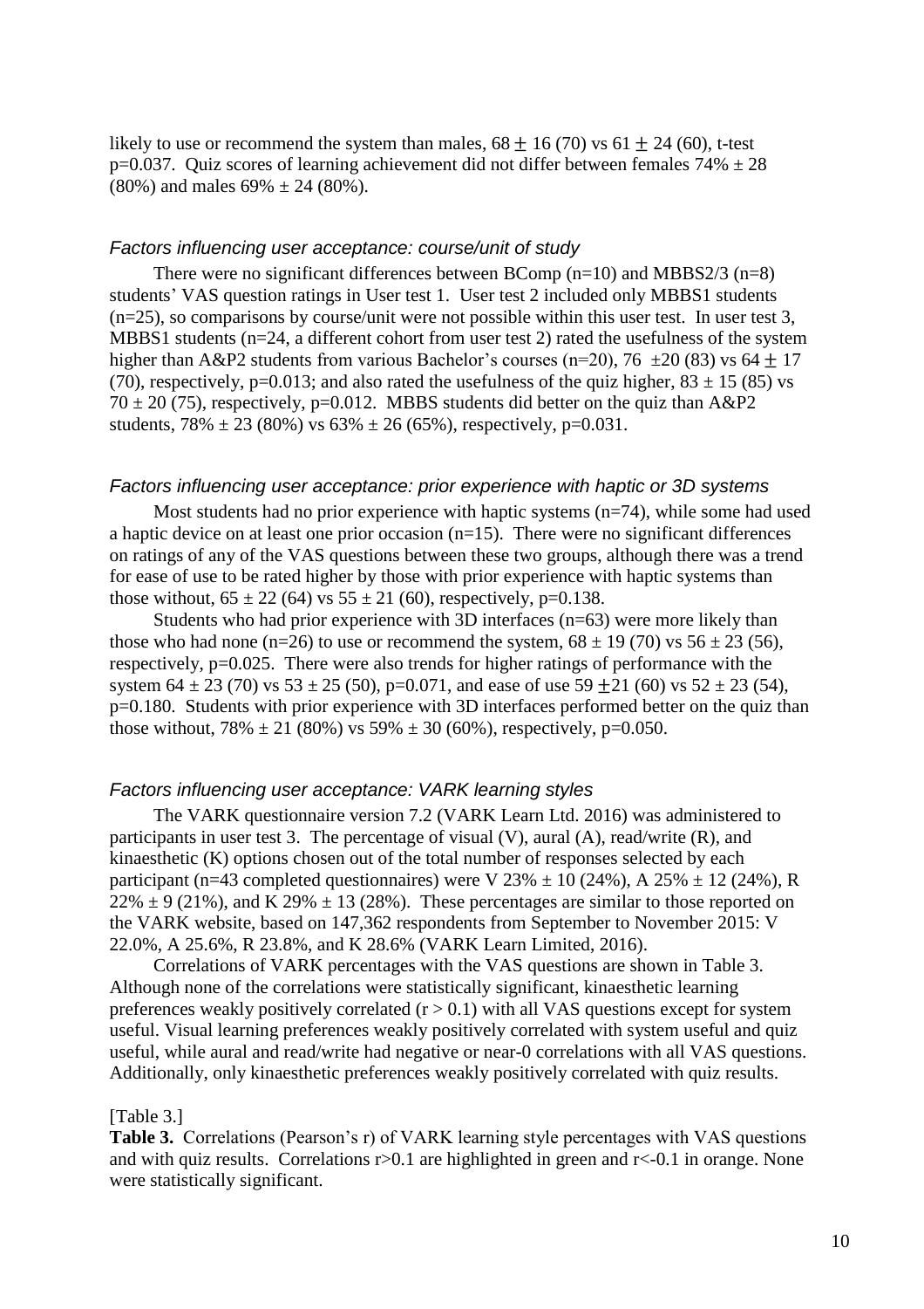likely to use or recommend the system than males, 68 ± 16 (70) vs 61 ± 24 (60), t-test $p=0.037$. Quiz scores of learning achievement did not differ between females 74% ± 28 (80%) and males 69% ± 24 (80%).

### *Factors influencing user acceptance: course/unit of study*

There were no significant differences between BComp (n=10) and MBBS2/3 (n=8) students' VAS question ratings in User test 1. User test 2 included only MBBS1 students (n=25), so comparisons by course/unit were not possible within this user test. In user test 3, MBBS1 students (n=24, a different cohort from user test 2) rated the usefulness of the system higher than A&P2 students from various Bachelor's courses (n=20), 76 ±20 (83) vs 64 ± 17 (70), respectively, $p=0.013$; and also rated the usefulness of the quiz higher, 83 ± 15 (85) vs 70 ± 20 (75), respectively, $p=0.012$. MBBS students did better on the quiz than A&P2 students, 78% ± 23 (80%) vs 63% ± 26 (65%), respectively, $p=0.031$.

### *Factors influencing user acceptance: prior experience with haptic or 3D systems*

Most students had no prior experience with haptic systems (n=74), while some had used a haptic device on at least one prior occasion (n=15). There were no significant differences on ratings of any of the VAS questions between these two groups, although there was a trend for ease of use to be rated higher by those with prior experience with haptic systems than those without, 65 ± 22 (64) vs 55 ± 21 (60), respectively, $p=0.138$.

Students who had prior experience with 3D interfaces (n=63) were more likely than those who had none (n=26) to use or recommend the system, 68 ± 19 (70) vs 56 ± 23 (56), respectively, $p=0.025$. There were also trends for higher ratings of performance with the system 64 ± 23 (70) vs 53 ± 25 (50), $p=0.071$, and ease of use 59 ±21 (60) vs 52 ± 23 (54), $p=0.180$. Students with prior experience with 3D interfaces performed better on the quiz than those without, 78% ± 21 (80%) vs 59% ± 30 (60%), respectively, $p=0.050$.

### *Factors influencing user acceptance: VARK learning styles*

The VARK questionnaire version 7.2 (VARK Learn Ltd. 2016) was administered to participants in user test 3. The percentage of visual (V), aural (A), read/write (R), and kinaesthetic (K) options chosen out of the total number of responses selected by each participant (n=43 completed questionnaires) were V 23% ± 10 (24%), A 25% ± 12 (24%), R 22% ± 9 (21%), and K 29% ± 13 (28%). These percentages are similar to those reported on the VARK website, based on 147,362 respondents from September to November 2015: V 22.0%, A 25.6%, R 23.8%, and K 28.6% (VARK Learn Limited, 2016).

Correlations of VARK percentages with the VAS questions are shown in Table 3. Although none of the correlations were statistically significant, kinaesthetic learning preferences weakly positively correlated ($r > 0.1$) with all VAS questions except for system useful. Visual learning preferences weakly positively correlated with system useful and quiz useful, while aural and read/write had negative or near-0 correlations with all VAS questions. Additionally, only kinaesthetic preferences weakly positively correlated with quiz results.

[Table 3.]

**Table 3.** Correlations (Pearson's r) of VARK learning style percentages with VAS questions and with quiz results. Correlations $r>0.1$ are highlighted in green and $r<-0.1$ in orange. None were statistically significant.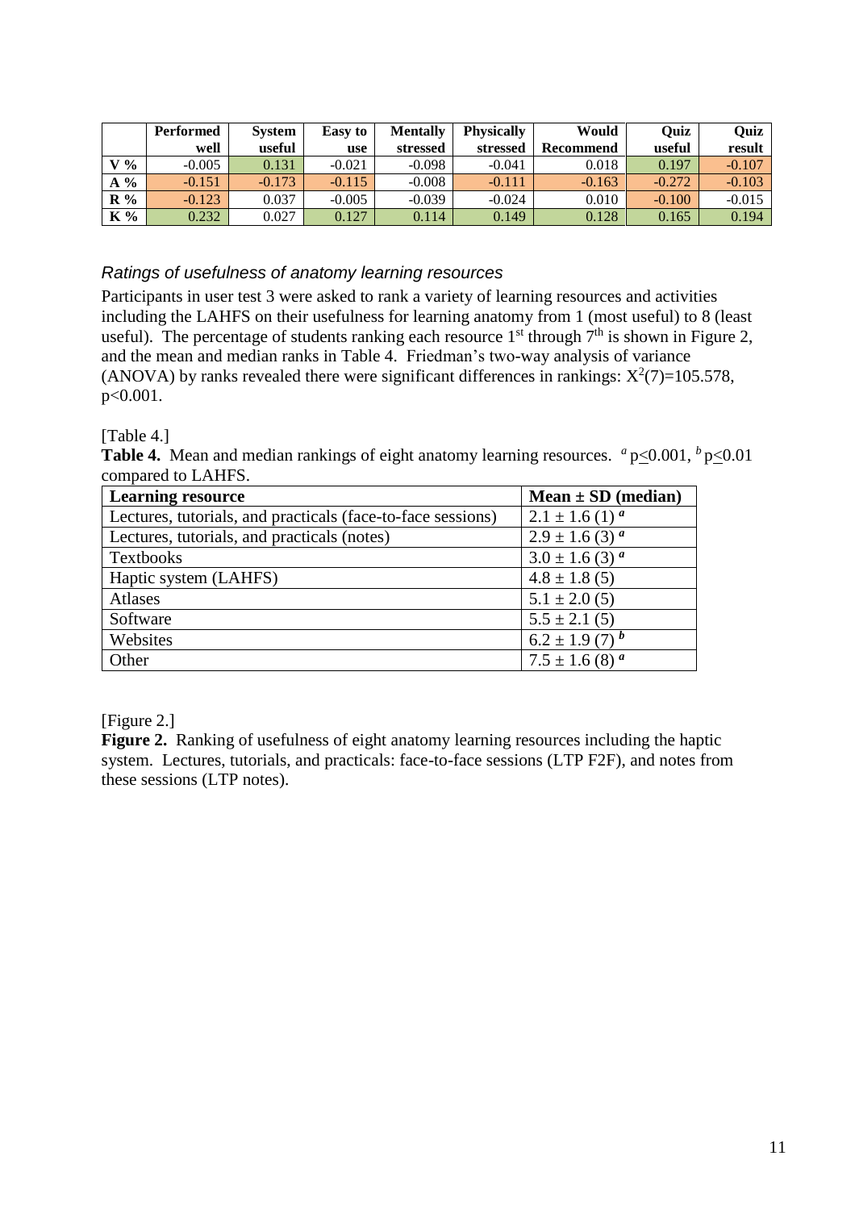| | Performed well | System useful | Easy to use | Mentally stressed | Physically stressed | Would Recommend | Quiz useful | Quiz result |
|---|---|---|---|---|---|---|---|---|
| V % | -0.005 | 0.131 | -0.021 | -0.098 | -0.041 | 0.018 | 0.197 | -0.107 |
| A % | -0.151 | -0.173 | -0.115 | -0.008 | -0.111 | -0.163 | -0.272 | -0.103 |
| R % | -0.123 | 0.037 | -0.005 | -0.039 | -0.024 | 0.010 | -0.100 | -0.015 |
| K % | 0.232 | 0.027 | 0.127 | 0.114 | 0.149 | 0.128 | 0.165 | 0.194 |

### *Ratings of usefulness of anatomy learning resources*

Participants in user test 3 were asked to rank a variety of learning resources and activities including the LAHFS on their usefulness for learning anatomy from 1 (most useful) to 8 (least useful). The percentage of students ranking each resource 1st through 7th is shown in Figure 2, and the mean and median ranks in Table 4. Friedman's two-way analysis of variance (ANOVA) by ranks revealed there were significant differences in rankings: $X^2(7)=105.578$, $p<0.001$.

[Table 4.]

**Table 4.** Mean and median rankings of eight anatomy learning resources. [a] $p\leq 0.001$, [b] $p\leq 0.01$ compared to LAHFS.

| Learning resource | Mean ± SD (median) |
|---|---|
| Lectures, tutorials, and practicals (face-to-face sessions) | 2.1 ± 1.6 (1) [a] |
| Lectures, tutorials, and practicals (notes) | 2.9 ± 1.6 (3) [a] |
| Textbooks | 3.0 ± 1.6 (3) [a] |
| Haptic system (LAHFS) | 4.8 ± 1.8 (5) |
| Atlases | 5.1 ± 2.0 (5) |
| Software | 5.5 ± 2.1 (5) |
| Websites | 6.2 ± 1.9 (7) [b] |
| Other | 7.5 ± 1.6 (8) [a] |

[Figure 2.]

**Figure 2.** Ranking of usefulness of eight anatomy learning resources including the haptic system. Lectures, tutorials, and practicals: face-to-face sessions (LTP F2F), and notes from these sessions (LTP notes).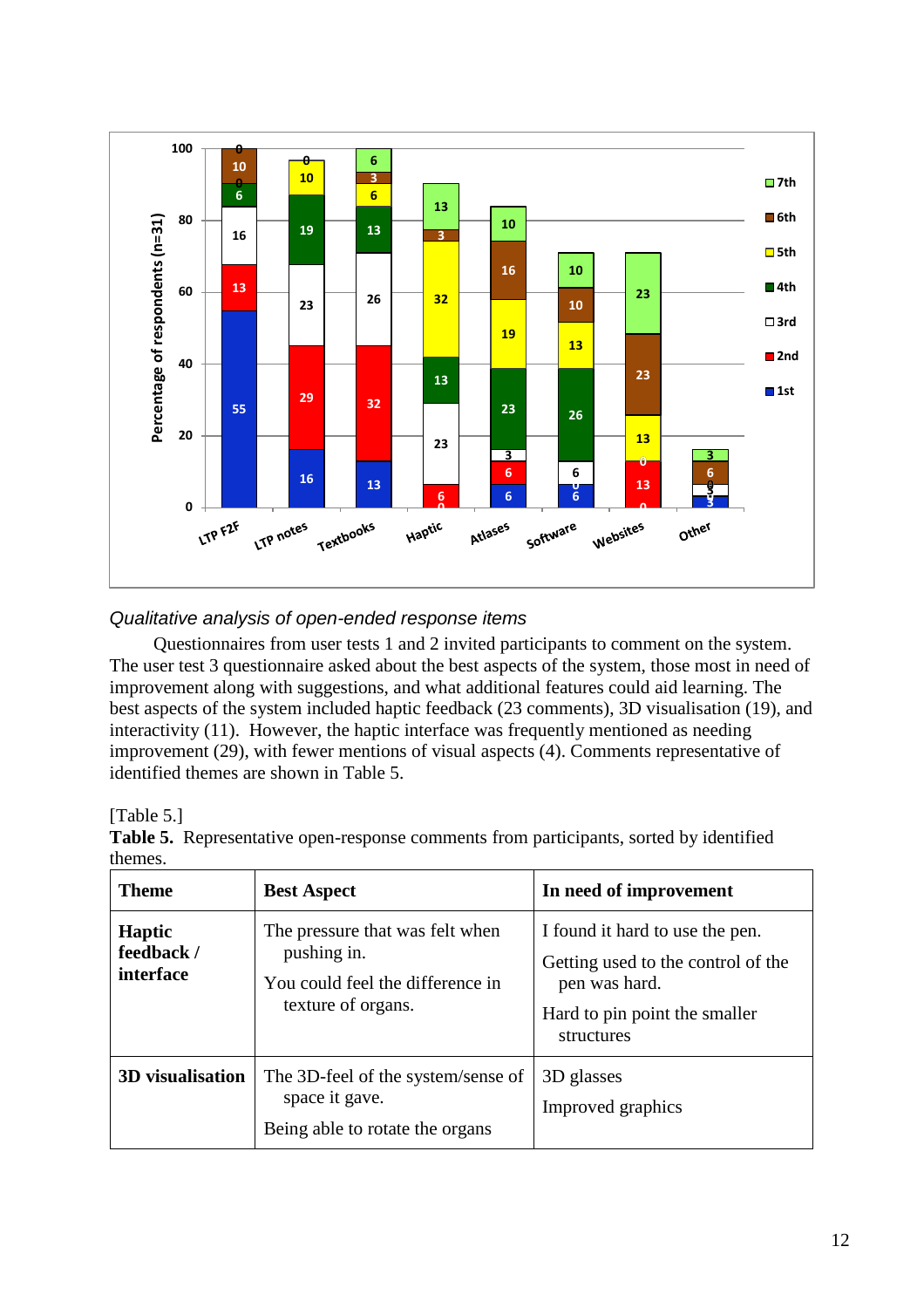*Qualitative analysis of open-ended response items*

Questionnaires from user tests 1 and 2 invited participants to comment on the system. The user test 3 questionnaire asked about the best aspects of the system, those most in need of improvement along with suggestions, and what additional features could aid learning. The best aspects of the system included haptic feedback (23 comments), 3D visualisation (19), and interactivity (11). However, the haptic interface was frequently mentioned as needing improvement (29), with fewer mentions of visual aspects (4). Comments representative of identified themes are shown in Table 5.

[Table 5.]

**Table 5.** Representative open-response comments from participants, sorted by identified themes.

| **Theme** | **Best Aspect** | **In need of improvement** |
|---|---|---|
| **Haptic feedback / interface** | The pressure that was felt when pushing in. You could feel the difference in texture of organs. | I found it hard to use the pen. Getting used to the control of the pen was hard. Hard to pin point the smaller structures |
| **3D visualisation** | The 3D-feel of the system/sense of space it gave. Being able to rotate the organs | 3D glasses Improved graphics |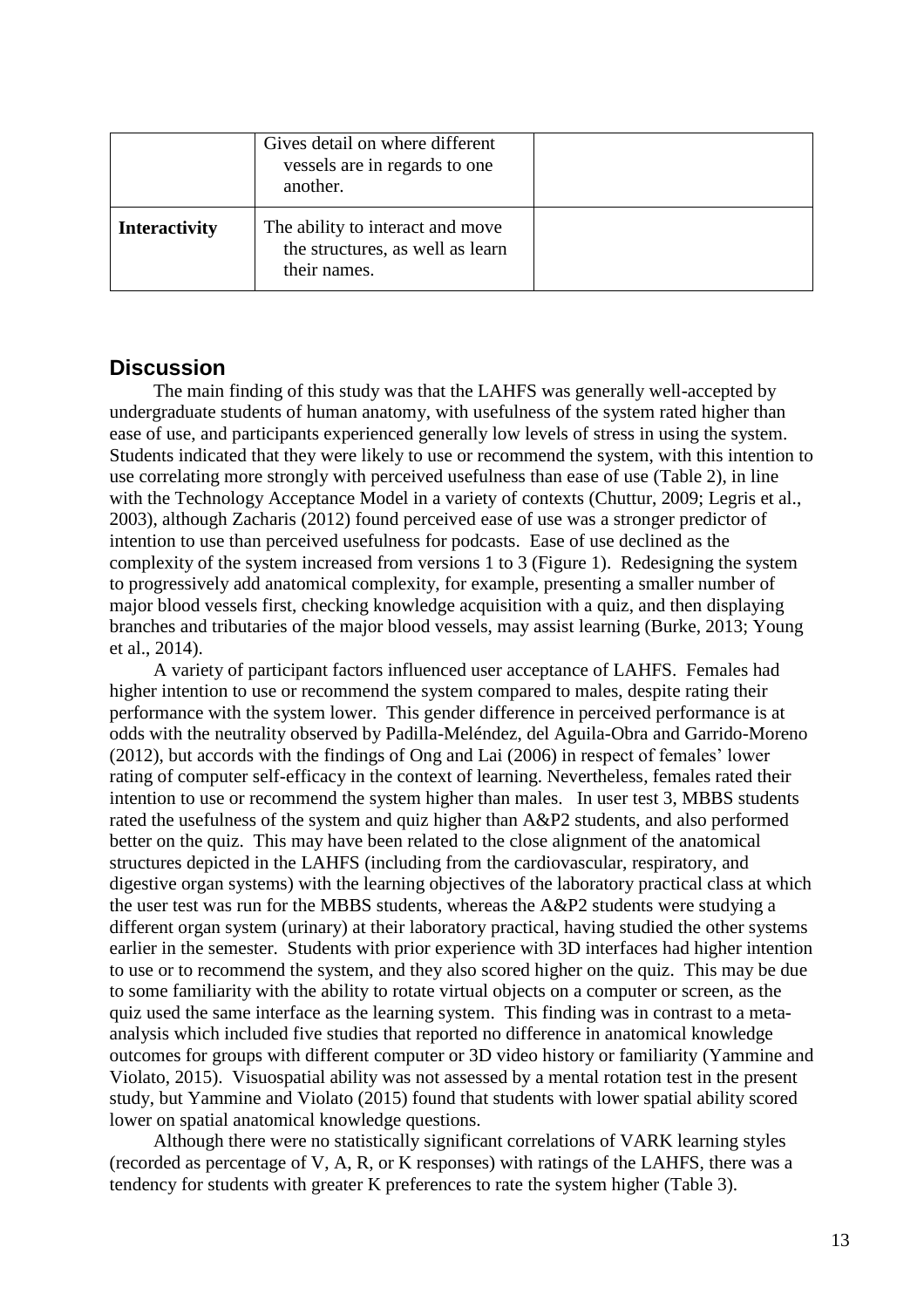|  |  |  |
|---|---|---|
|  | Gives detail on where different vessels are in regards to one another. |  |
| **Interactivity** | The ability to interact and move the structures, as well as learn their names. |  |

## Discussion

The main finding of this study was that the LAHFS was generally well-accepted by undergraduate students of human anatomy, with usefulness of the system rated higher than ease of use, and participants experienced generally low levels of stress in using the system. Students indicated that they were likely to use or recommend the system, with this intention to use correlating more strongly with perceived usefulness than ease of use (Table 2), in line with the Technology Acceptance Model in a variety of contexts (Chuttur, 2009; Legris et al., 2003), although Zacharis (2012) found perceived ease of use was a stronger predictor of intention to use than perceived usefulness for podcasts. Ease of use declined as the complexity of the system increased from versions 1 to 3 (Figure 1). Redesigning the system to progressively add anatomical complexity, for example, presenting a smaller number of major blood vessels first, checking knowledge acquisition with a quiz, and then displaying branches and tributaries of the major blood vessels, may assist learning (Burke, 2013; Young et al., 2014).

A variety of participant factors influenced user acceptance of LAHFS. Females had higher intention to use or recommend the system compared to males, despite rating their performance with the system lower. This gender difference in perceived performance is at odds with the neutrality observed by Padilla-Meléndez, del Aguila-Obra and Garrido-Moreno (2012), but accords with the findings of Ong and Lai (2006) in respect of females' lower rating of computer self-efficacy in the context of learning. Nevertheless, females rated their intention to use or recommend the system higher than males. In user test 3, MBBS students rated the usefulness of the system and quiz higher than A&P2 students, and also performed better on the quiz. This may have been related to the close alignment of the anatomical structures depicted in the LAHFS (including from the cardiovascular, respiratory, and digestive organ systems) with the learning objectives of the laboratory practical class at which the user test was run for the MBBS students, whereas the A&P2 students were studying a different organ system (urinary) at their laboratory practical, having studied the other systems earlier in the semester. Students with prior experience with 3D interfaces had higher intention to use or to recommend the system, and they also scored higher on the quiz. This may be due to some familiarity with the ability to rotate virtual objects on a computer or screen, as the quiz used the same interface as the learning system. This finding was in contrast to a meta-analysis which included five studies that reported no difference in anatomical knowledge outcomes for groups with different computer or 3D video history or familiarity (Yammine and Violato, 2015). Visuospatial ability was not assessed by a mental rotation test in the present study, but Yammine and Violato (2015) found that students with lower spatial ability scored lower on spatial anatomical knowledge questions.

Although there were no statistically significant correlations of VARK learning styles (recorded as percentage of V, A, R, or K responses) with ratings of the LAHFS, there was a tendency for students with greater K preferences to rate the system higher (Table 3).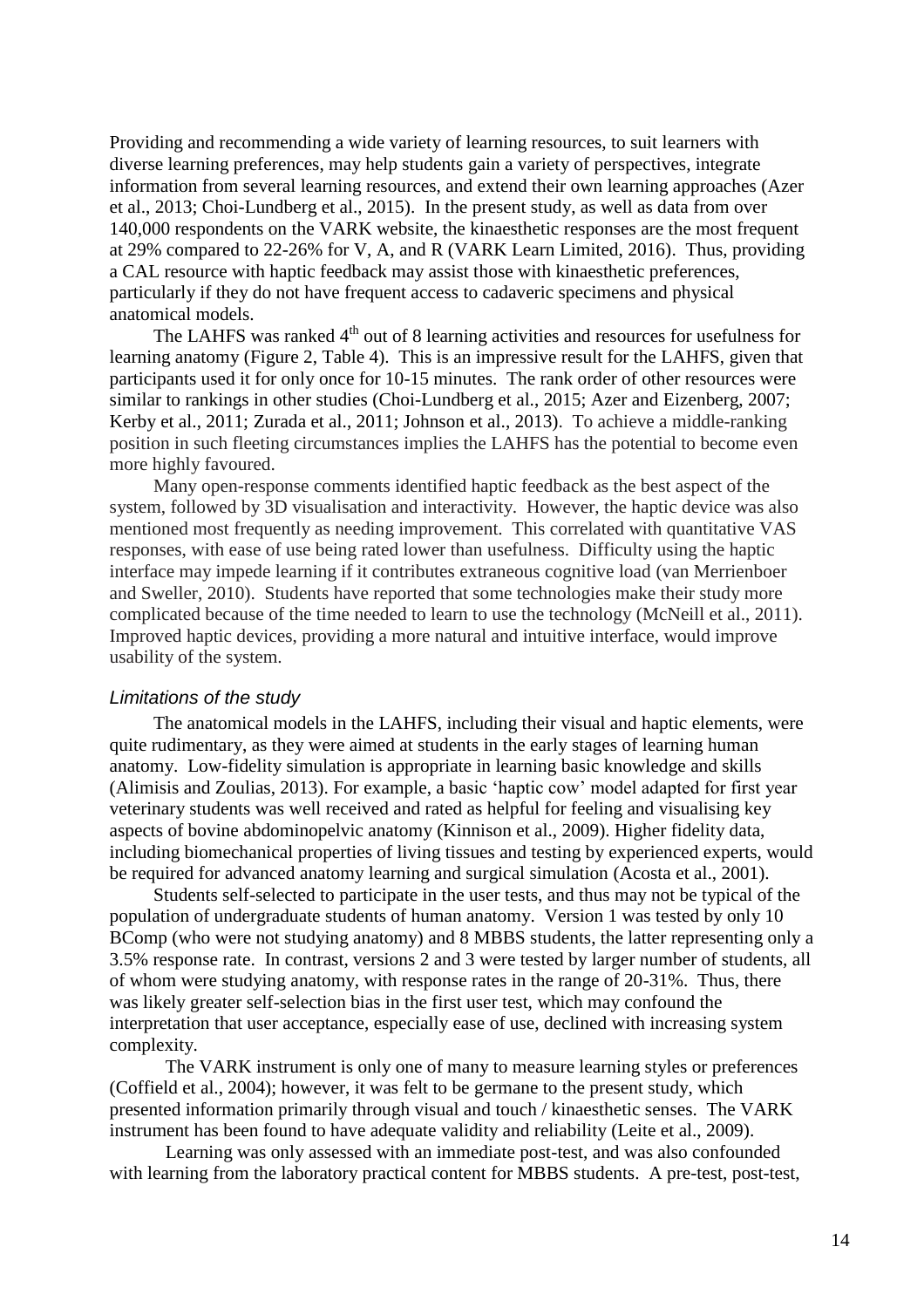Providing and recommending a wide variety of learning resources, to suit learners with diverse learning preferences, may help students gain a variety of perspectives, integrate information from several learning resources, and extend their own learning approaches (Azer et al., 2013; Choi-Lundberg et al., 2015). In the present study, as well as data from over 140,000 respondents on the VARK website, the kinaesthetic responses are the most frequent at 29% compared to 22-26% for V, A, and R (VARK Learn Limited, 2016). Thus, providing a CAL resource with haptic feedback may assist those with kinaesthetic preferences, particularly if they do not have frequent access to cadaveric specimens and physical anatomical models.

The LAHFS was ranked 4th out of 8 learning activities and resources for usefulness for learning anatomy (Figure 2, Table 4). This is an impressive result for the LAHFS, given that participants used it for only once for 10-15 minutes. The rank order of other resources were similar to rankings in other studies (Choi-Lundberg et al., 2015; Azer and Eizenberg, 2007; Kerby et al., 2011; Zurada et al., 2011; Johnson et al., 2013). To achieve a middle-ranking position in such fleeting circumstances implies the LAHFS has the potential to become even more highly favoured.

Many open-response comments identified haptic feedback as the best aspect of the system, followed by 3D visualisation and interactivity. However, the haptic device was also mentioned most frequently as needing improvement. This correlated with quantitative VAS responses, with ease of use being rated lower than usefulness. Difficulty using the haptic interface may impede learning if it contributes extraneous cognitive load (van Merrienboer and Sweller, 2010). Students have reported that some technologies make their study more complicated because of the time needed to learn to use the technology (McNeill et al., 2011). Improved haptic devices, providing a more natural and intuitive interface, would improve usability of the system.

### *Limitations of the study*

The anatomical models in the LAHFS, including their visual and haptic elements, were quite rudimentary, as they were aimed at students in the early stages of learning human anatomy. Low-fidelity simulation is appropriate in learning basic knowledge and skills (Alimisis and Zoulias, 2013). For example, a basic 'haptic cow' model adapted for first year veterinary students was well received and rated as helpful for feeling and visualising key aspects of bovine abdominopelvic anatomy (Kinnison et al., 2009). Higher fidelity data, including biomechanical properties of living tissues and testing by experienced experts, would be required for advanced anatomy learning and surgical simulation (Acosta et al., 2001).

Students self-selected to participate in the user tests, and thus may not be typical of the population of undergraduate students of human anatomy. Version 1 was tested by only 10 BComp (who were not studying anatomy) and 8 MBBS students, the latter representing only a 3.5% response rate. In contrast, versions 2 and 3 were tested by larger number of students, all of whom were studying anatomy, with response rates in the range of 20-31%. Thus, there was likely greater self-selection bias in the first user test, which may confound the interpretation that user acceptance, especially ease of use, declined with increasing system complexity.

The VARK instrument is only one of many to measure learning styles or preferences (Coffield et al., 2004); however, it was felt to be germane to the present study, which presented information primarily through visual and touch / kinaesthetic senses. The VARK instrument has been found to have adequate validity and reliability (Leite et al., 2009).

Learning was only assessed with an immediate post-test, and was also confounded with learning from the laboratory practical content for MBBS students. A pre-test, post-test,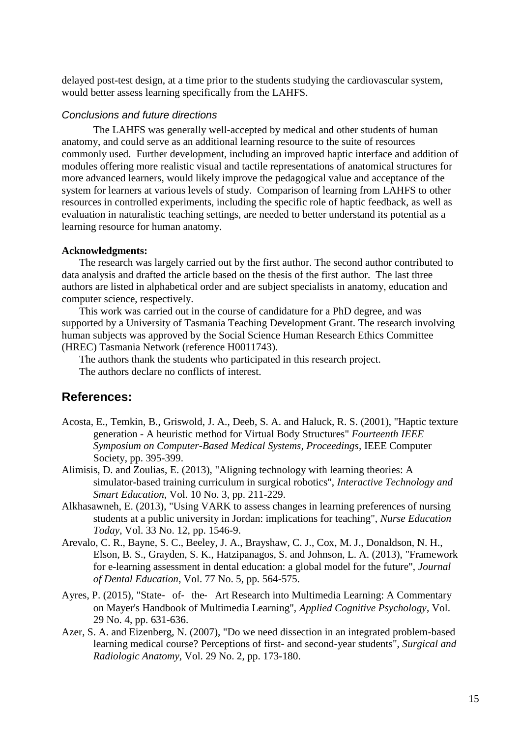delayed post-test design, at a time prior to the students studying the cardiovascular system, would better assess learning specifically from the LAHFS.

### *Conclusions and future directions*

The LAHFS was generally well-accepted by medical and other students of human anatomy, and could serve as an additional learning resource to the suite of resources commonly used. Further development, including an improved haptic interface and addition of modules offering more realistic visual and tactile representations of anatomical structures for more advanced learners, would likely improve the pedagogical value and acceptance of the system for learners at various levels of study. Comparison of learning from LAHFS to other resources in controlled experiments, including the specific role of haptic feedback, as well as evaluation in naturalistic teaching settings, are needed to better understand its potential as a learning resource for human anatomy.

**Acknowledgments:**

The research was largely carried out by the first author. The second author contributed to data analysis and drafted the article based on the thesis of the first author. The last three authors are listed in alphabetical order and are subject specialists in anatomy, education and computer science, respectively.

This work was carried out in the course of candidature for a PhD degree, and was supported by a University of Tasmania Teaching Development Grant. The research involving human subjects was approved by the Social Science Human Research Ethics Committee (HREC) Tasmania Network (reference H0011743).

The authors thank the students who participated in this research project.

The authors declare no conflicts of interest.

## References:

Acosta, E., Temkin, B., Griswold, J. A., Deeb, S. A. and Haluck, R. S. (2001), "Haptic texture generation - A heuristic method for Virtual Body Structures" *Fourteenth IEEE Symposium on Computer-Based Medical Systems, Proceedings*, IEEE Computer Society, pp. 395-399.

Alimisis, D. and Zoulias, E. (2013), "Aligning technology with learning theories: A simulator-based training curriculum in surgical robotics", *Interactive Technology and Smart Education*, Vol. 10 No. 3, pp. 211-229.

Alkhasawneh, E. (2013), "Using VARK to assess changes in learning preferences of nursing students at a public university in Jordan: implications for teaching", *Nurse Education Today*, Vol. 33 No. 12, pp. 1546-9.

Arevalo, C. R., Bayne, S. C., Beeley, J. A., Brayshaw, C. J., Cox, M. J., Donaldson, N. H., Elson, B. S., Grayden, S. K., Hatzipanagos, S. and Johnson, L. A. (2013), "Framework for e-learning assessment in dental education: a global model for the future", *Journal of Dental Education*, Vol. 77 No. 5, pp. 564-575.

Ayres, P. (2015), "State- of- the- Art Research into Multimedia Learning: A Commentary on Mayer's Handbook of Multimedia Learning", *Applied Cognitive Psychology*, Vol. 29 No. 4, pp. 631-636.

Azer, S. A. and Eizenberg, N. (2007), "Do we need dissection in an integrated problem-based learning medical course? Perceptions of first- and second-year students", *Surgical and Radiologic Anatomy*, Vol. 29 No. 2, pp. 173-180.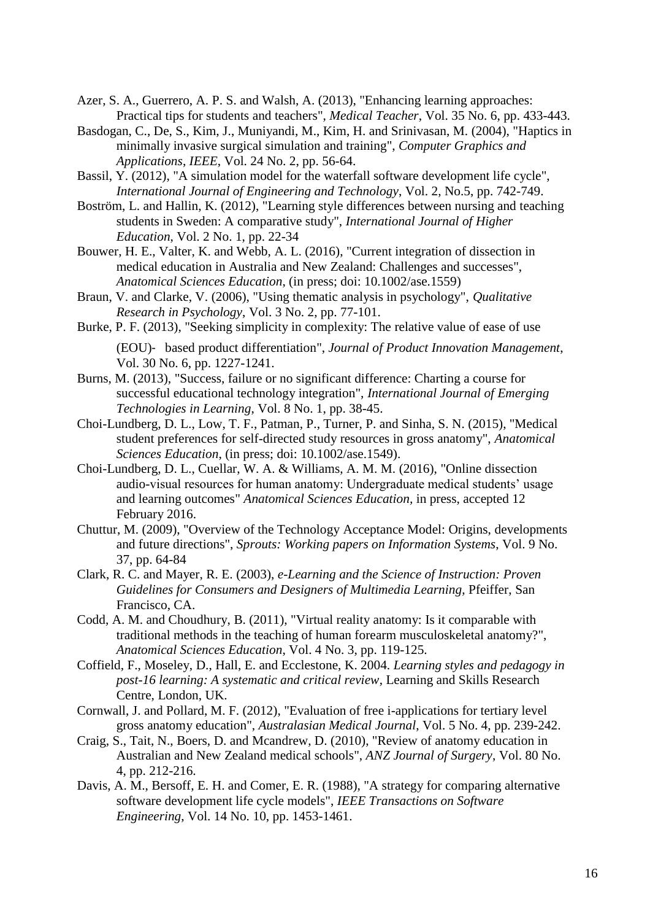Azer, S. A., Guerrero, A. P. S. and Walsh, A. (2013), "Enhancing learning approaches: Practical tips for students and teachers", *Medical Teacher*, Vol. 35 No. 6, pp. 433-443.

Basdogan, C., De, S., Kim, J., Muniyandi, M., Kim, H. and Srinivasan, M. (2004), "Haptics in minimally invasive surgical simulation and training", *Computer Graphics and Applications, IEEE*, Vol. 24 No. 2, pp. 56-64.

Bassil, Y. (2012), "A simulation model for the waterfall software development life cycle", *International Journal of Engineering and Technology*, Vol. 2, No.5, pp. 742-749.

Boström, L. and Hallin, K. (2012), "Learning style differences between nursing and teaching students in Sweden: A comparative study", *International Journal of Higher Education*, Vol. 2 No. 1, pp. 22-34

Bouwer, H. E., Valter, K. and Webb, A. L. (2016), "Current integration of dissection in medical education in Australia and New Zealand: Challenges and successes", *Anatomical Sciences Education*, (in press; doi: 10.1002/ase.1559)

Braun, V. and Clarke, V. (2006), "Using thematic analysis in psychology", *Qualitative Research in Psychology*, Vol. 3 No. 2, pp. 77-101.

Burke, P. F. (2013), "Seeking simplicity in complexity: The relative value of ease of use (EOU)- based product differentiation", *Journal of Product Innovation Management*, Vol. 30 No. 6, pp. 1227-1241.

Burns, M. (2013), "Success, failure or no significant difference: Charting a course for successful educational technology integration", *International Journal of Emerging Technologies in Learning*, Vol. 8 No. 1, pp. 38-45.

Choi-Lundberg, D. L., Low, T. F., Patman, P., Turner, P. and Sinha, S. N. (2015), "Medical student preferences for self-directed study resources in gross anatomy", *Anatomical Sciences Education*, (in press; doi: 10.1002/ase.1549).

Choi-Lundberg, D. L., Cuellar, W. A. & Williams, A. M. M. (2016), "Online dissection audio-visual resources for human anatomy: Undergraduate medical students' usage and learning outcomes" *Anatomical Sciences Education*, in press, accepted 12 February 2016.

Chuttur, M. (2009), "Overview of the Technology Acceptance Model: Origins, developments and future directions", *Sprouts: Working papers on Information Systems*, Vol. 9 No. 37, pp. 64-84

Clark, R. C. and Mayer, R. E. (2003), *e-Learning and the Science of Instruction: Proven Guidelines for Consumers and Designers of Multimedia Learning*, Pfeiffer, San Francisco, CA.

Codd, A. M. and Choudhury, B. (2011), "Virtual reality anatomy: Is it comparable with traditional methods in the teaching of human forearm musculoskeletal anatomy?", *Anatomical Sciences Education*, Vol. 4 No. 3, pp. 119-125.

Coffield, F., Moseley, D., Hall, E. and Ecclestone, K. 2004. *Learning styles and pedagogy in post-16 learning: A systematic and critical review*, Learning and Skills Research Centre, London, UK.

Cornwall, J. and Pollard, M. F. (2012), "Evaluation of free i-applications for tertiary level gross anatomy education", *Australasian Medical Journal*, Vol. 5 No. 4, pp. 239-242.

Craig, S., Tait, N., Boers, D. and Mcandrew, D. (2010), "Review of anatomy education in Australian and New Zealand medical schools", *ANZ Journal of Surgery*, Vol. 80 No. 4, pp. 212-216.

Davis, A. M., Bersoff, E. H. and Comer, E. R. (1988), "A strategy for comparing alternative software development life cycle models", *IEEE Transactions on Software Engineering*, Vol. 14 No. 10, pp. 1453-1461.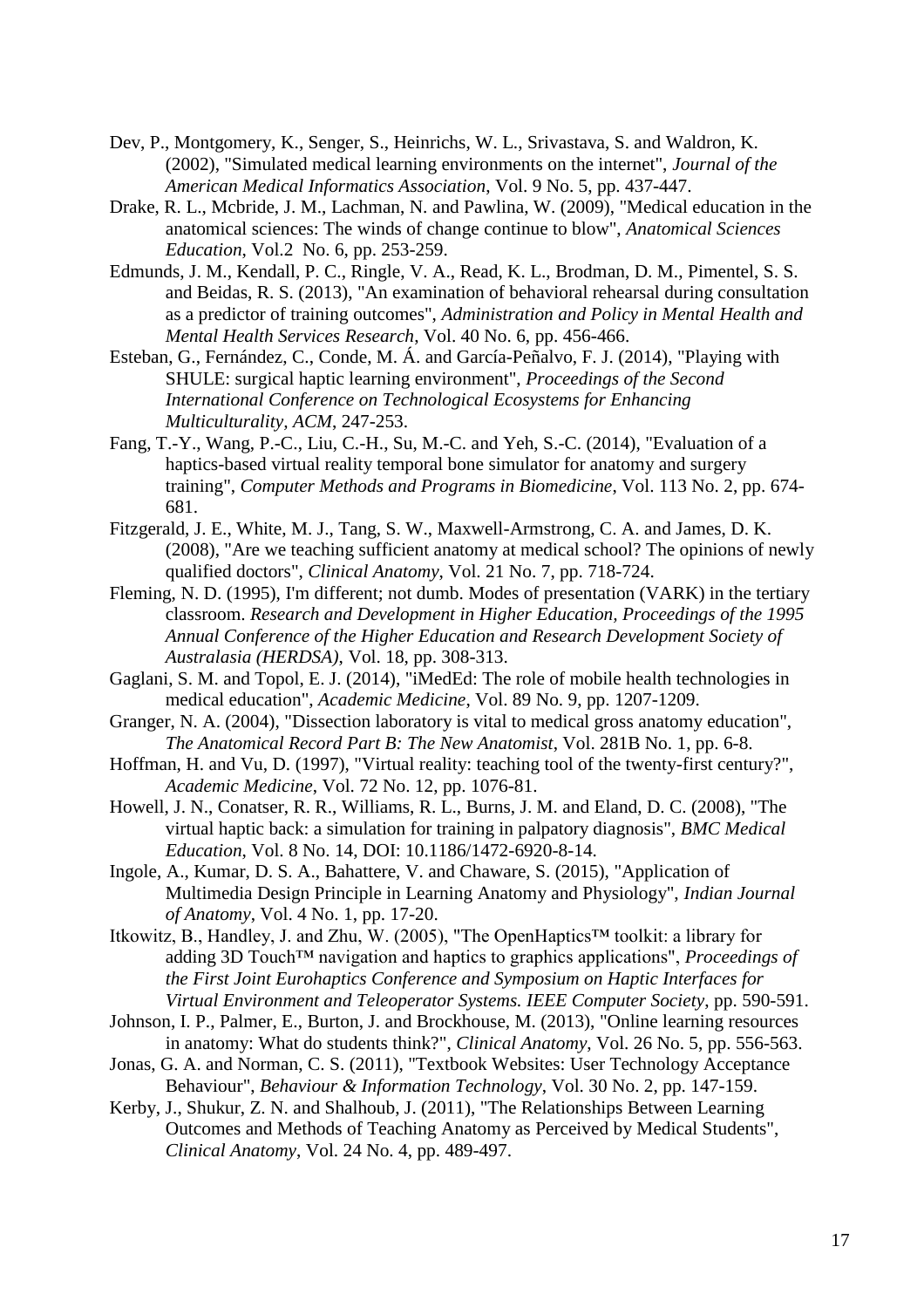Dev, P., Montgomery, K., Senger, S., Heinrichs, W. L., Srivastava, S. and Waldron, K. (2002), "Simulated medical learning environments on the internet", *Journal of the American Medical Informatics Association*, Vol. 9 No. 5, pp. 437-447.

Drake, R. L., Mcbride, J. M., Lachman, N. and Pawlina, W. (2009), "Medical education in the anatomical sciences: The winds of change continue to blow", *Anatomical Sciences Education*, Vol.2 No. 6, pp. 253-259.

Edmunds, J. M., Kendall, P. C., Ringle, V. A., Read, K. L., Brodman, D. M., Pimentel, S. S. and Beidas, R. S. (2013), "An examination of behavioral rehearsal during consultation as a predictor of training outcomes", *Administration and Policy in Mental Health and Mental Health Services Research*, Vol. 40 No. 6, pp. 456-466.

Esteban, G., Fernández, C., Conde, M. Á. and García-Peñalvo, F. J. (2014), "Playing with SHULE: surgical haptic learning environment", *Proceedings of the Second International Conference on Technological Ecosystems for Enhancing Multiculturality, ACM*, 247-253.

Fang, T.-Y., Wang, P.-C., Liu, C.-H., Su, M.-C. and Yeh, S.-C. (2014), "Evaluation of a haptics-based virtual reality temporal bone simulator for anatomy and surgery training", *Computer Methods and Programs in Biomedicine*, Vol. 113 No. 2, pp. 674-681.

Fitzgerald, J. E., White, M. J., Tang, S. W., Maxwell-Armstrong, C. A. and James, D. K. (2008), "Are we teaching sufficient anatomy at medical school? The opinions of newly qualified doctors", *Clinical Anatomy*, Vol. 21 No. 7, pp. 718-724.

Fleming, N. D. (1995), I'm different; not dumb. Modes of presentation (VARK) in the tertiary classroom. *Research and Development in Higher Education, Proceedings of the 1995 Annual Conference of the Higher Education and Research Development Society of Australasia (HERDSA)*, Vol. 18, pp. 308-313.

Gaglani, S. M. and Topol, E. J. (2014), "iMedEd: The role of mobile health technologies in medical education", *Academic Medicine*, Vol. 89 No. 9, pp. 1207-1209.

Granger, N. A. (2004), "Dissection laboratory is vital to medical gross anatomy education", *The Anatomical Record Part B: The New Anatomist*, Vol. 281B No. 1, pp. 6-8.

Hoffman, H. and Vu, D. (1997), "Virtual reality: teaching tool of the twenty-first century?", *Academic Medicine*, Vol. 72 No. 12, pp. 1076-81.

Howell, J. N., Conatser, R. R., Williams, R. L., Burns, J. M. and Eland, D. C. (2008), "The virtual haptic back: a simulation for training in palpatory diagnosis", *BMC Medical Education*, Vol. 8 No. 14, DOI: 10.1186/1472-6920-8-14.

Ingole, A., Kumar, D. S. A., Bahattere, V. and Chaware, S. (2015), "Application of Multimedia Design Principle in Learning Anatomy and Physiology", *Indian Journal of Anatomy*, Vol. 4 No. 1, pp. 17-20.

Itkowitz, B., Handley, J. and Zhu, W. (2005), "The OpenHaptics™ toolkit: a library for adding 3D Touch™ navigation and haptics to graphics applications", *Proceedings of the First Joint Eurohaptics Conference and Symposium on Haptic Interfaces for Virtual Environment and Teleoperator Systems. IEEE Computer Society*, pp. 590-591.

Johnson, I. P., Palmer, E., Burton, J. and Brockhouse, M. (2013), "Online learning resources in anatomy: What do students think?", *Clinical Anatomy*, Vol. 26 No. 5, pp. 556-563.

Jonas, G. A. and Norman, C. S. (2011), "Textbook Websites: User Technology Acceptance Behaviour", *Behaviour & Information Technology*, Vol. 30 No. 2, pp. 147-159.

Kerby, J., Shukur, Z. N. and Shalhoub, J. (2011), "The Relationships Between Learning Outcomes and Methods of Teaching Anatomy as Perceived by Medical Students", *Clinical Anatomy*, Vol. 24 No. 4, pp. 489-497.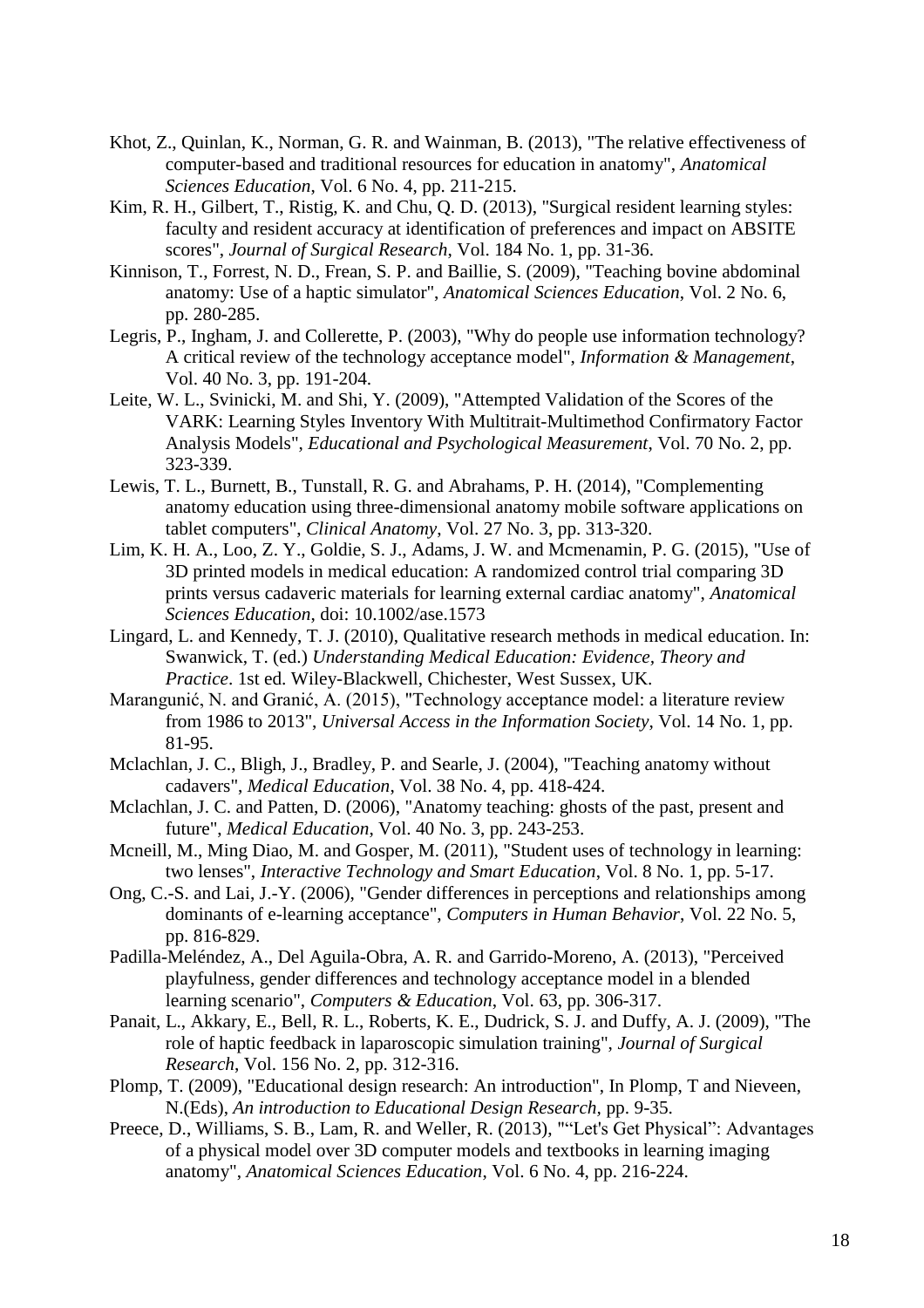Khot, Z., Quinlan, K., Norman, G. R. and Wainman, B. (2013), "The relative effectiveness of computer-based and traditional resources for education in anatomy", *Anatomical Sciences Education*, Vol. 6 No. 4, pp. 211-215.

Kim, R. H., Gilbert, T., Ristig, K. and Chu, Q. D. (2013), "Surgical resident learning styles: faculty and resident accuracy at identification of preferences and impact on ABSITE scores", *Journal of Surgical Research*, Vol. 184 No. 1, pp. 31-36.

Kinnison, T., Forrest, N. D., Frean, S. P. and Baillie, S. (2009), "Teaching bovine abdominal anatomy: Use of a haptic simulator", *Anatomical Sciences Education*, Vol. 2 No. 6, pp. 280-285.

Legris, P., Ingham, J. and Collerette, P. (2003), "Why do people use information technology? A critical review of the technology acceptance model", *Information & Management*, Vol. 40 No. 3, pp. 191-204.

Leite, W. L., Svinicki, M. and Shi, Y. (2009), "Attempted Validation of the Scores of the VARK: Learning Styles Inventory With Multitrait-Multimethod Confirmatory Factor Analysis Models", *Educational and Psychological Measurement*, Vol. 70 No. 2, pp. 323-339.

Lewis, T. L., Burnett, B., Tunstall, R. G. and Abrahams, P. H. (2014), "Complementing anatomy education using three-dimensional anatomy mobile software applications on tablet computers", *Clinical Anatomy*, Vol. 27 No. 3, pp. 313-320.

Lim, K. H. A., Loo, Z. Y., Goldie, S. J., Adams, J. W. and Mcmenamin, P. G. (2015), "Use of 3D printed models in medical education: A randomized control trial comparing 3D prints versus cadaveric materials for learning external cardiac anatomy", *Anatomical Sciences Education*, doi: 10.1002/ase.1573

Lingard, L. and Kennedy, T. J. (2010), Qualitative research methods in medical education. In: Swanwick, T. (ed.) *Understanding Medical Education: Evidence, Theory and Practice*. 1st ed. Wiley-Blackwell, Chichester, West Sussex, UK.

Marangunić, N. and Granić, A. (2015), "Technology acceptance model: a literature review from 1986 to 2013", *Universal Access in the Information Society*, Vol. 14 No. 1, pp. 81-95.

Mclachlan, J. C., Bligh, J., Bradley, P. and Searle, J. (2004), "Teaching anatomy without cadavers", *Medical Education*, Vol. 38 No. 4, pp. 418-424.

Mclachlan, J. C. and Patten, D. (2006), "Anatomy teaching: ghosts of the past, present and future", *Medical Education*, Vol. 40 No. 3, pp. 243-253.

Mcneill, M., Ming Diao, M. and Gosper, M. (2011), "Student uses of technology in learning: two lenses", *Interactive Technology and Smart Education*, Vol. 8 No. 1, pp. 5-17.

Ong, C.-S. and Lai, J.-Y. (2006), "Gender differences in perceptions and relationships among dominants of e-learning acceptance", *Computers in Human Behavior*, Vol. 22 No. 5, pp. 816-829.

Padilla-Meléndez, A., Del Aguila-Obra, A. R. and Garrido-Moreno, A. (2013), "Perceived playfulness, gender differences and technology acceptance model in a blended learning scenario", *Computers & Education*, Vol. 63, pp. 306-317.

Panait, L., Akkary, E., Bell, R. L., Roberts, K. E., Dudrick, S. J. and Duffy, A. J. (2009), "The role of haptic feedback in laparoscopic simulation training", *Journal of Surgical Research*, Vol. 156 No. 2, pp. 312-316.

Plomp, T. (2009), "Educational design research: An introduction", In Plomp, T and Nieveen, N.(Eds), *An introduction to Educational Design Research*, pp. 9-35.

Preece, D., Williams, S. B., Lam, R. and Weller, R. (2013), "“Let's Get Physical”: Advantages of a physical model over 3D computer models and textbooks in learning imaging anatomy", *Anatomical Sciences Education*, Vol. 6 No. 4, pp. 216-224.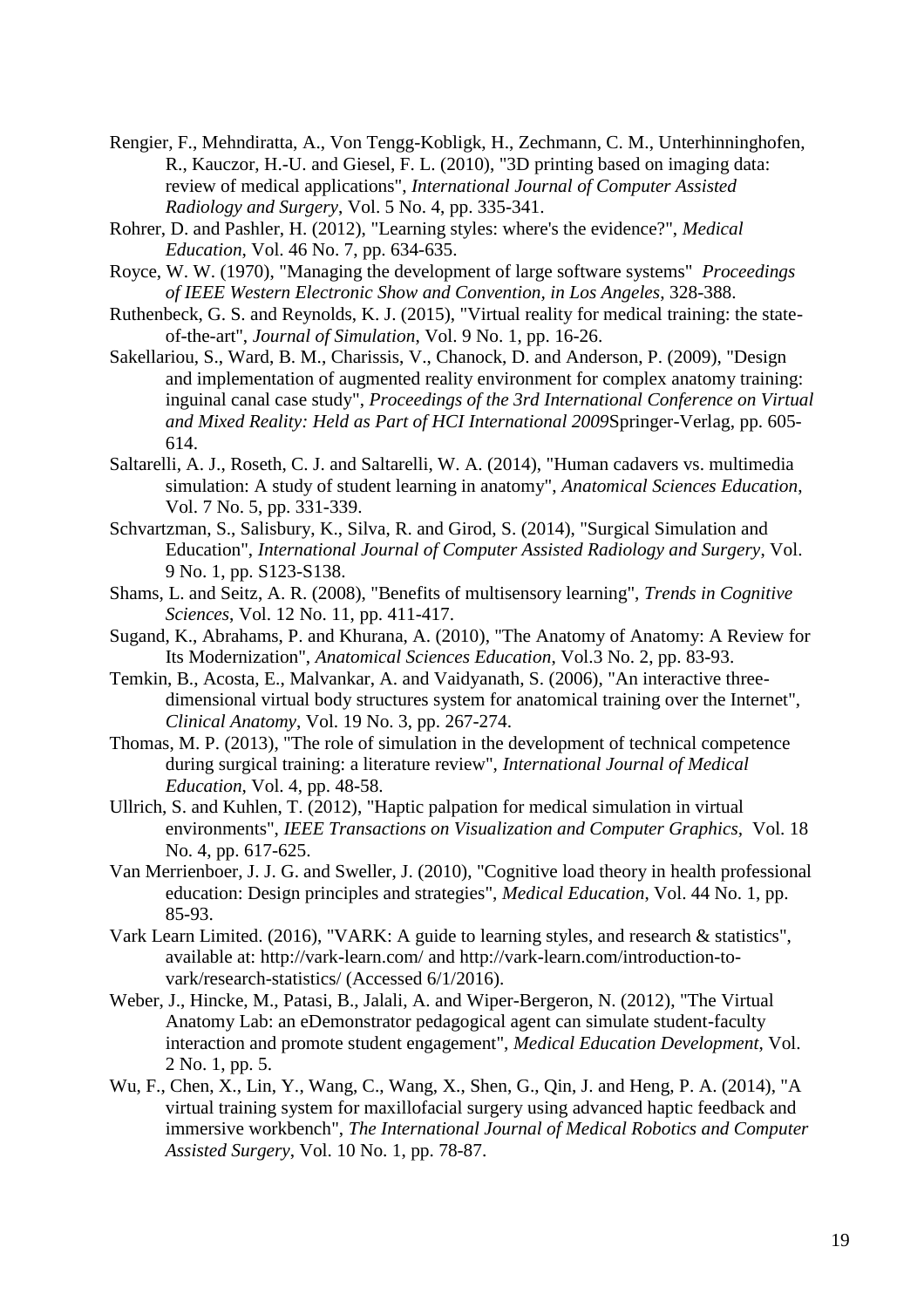Rengier, F., Mehndiratta, A., Von Tengg-Kobligk, H., Zechmann, C. M., Unterhinninghofen, R., Kauczor, H.-U. and Giesel, F. L. (2010), "3D printing based on imaging data: review of medical applications", *International Journal of Computer Assisted Radiology and Surgery*, Vol. 5 No. 4, pp. 335-341.

Rohrer, D. and Pashler, H. (2012), "Learning styles: where's the evidence?", *Medical Education*, Vol. 46 No. 7, pp. 634-635.

Royce, W. W. (1970), "Managing the development of large software systems" *Proceedings of IEEE Western Electronic Show and Convention, in Los Angeles*, 328-388.

Ruthenbeck, G. S. and Reynolds, K. J. (2015), "Virtual reality for medical training: the state-of-the-art", *Journal of Simulation*, Vol. 9 No. 1, pp. 16-26.

Sakellariou, S., Ward, B. M., Charissis, V., Chanock, D. and Anderson, P. (2009), "Design and implementation of augmented reality environment for complex anatomy training: inguinal canal case study", *Proceedings of the 3rd International Conference on Virtual and Mixed Reality: Held as Part of HCI International 2009*Springer-Verlag, pp. 605-614.

Saltarelli, A. J., Roseth, C. J. and Saltarelli, W. A. (2014), "Human cadavers vs. multimedia simulation: A study of student learning in anatomy", *Anatomical Sciences Education*, Vol. 7 No. 5, pp. 331-339.

Schvartzman, S., Salisbury, K., Silva, R. and Girod, S. (2014), "Surgical Simulation and Education", *International Journal of Computer Assisted Radiology and Surgery*, Vol. 9 No. 1, pp. S123-S138.

Shams, L. and Seitz, A. R. (2008), "Benefits of multisensory learning", *Trends in Cognitive Sciences*, Vol. 12 No. 11, pp. 411-417.

Sugand, K., Abrahams, P. and Khurana, A. (2010), "The Anatomy of Anatomy: A Review for Its Modernization", *Anatomical Sciences Education*, Vol.3 No. 2, pp. 83-93.

Temkin, B., Acosta, E., Malvankar, A. and Vaidyanath, S. (2006), "An interactive three-dimensional virtual body structures system for anatomical training over the Internet", *Clinical Anatomy*, Vol. 19 No. 3, pp. 267-274.

Thomas, M. P. (2013), "The role of simulation in the development of technical competence during surgical training: a literature review", *International Journal of Medical Education*, Vol. 4, pp. 48-58.

Ullrich, S. and Kuhlen, T. (2012), "Haptic palpation for medical simulation in virtual environments", *IEEE Transactions on Visualization and Computer Graphics*, Vol. 18 No. 4, pp. 617-625.

Van Merrienboer, J. J. G. and Sweller, J. (2010), "Cognitive load theory in health professional education: Design principles and strategies", *Medical Education*, Vol. 44 No. 1, pp. 85-93.

Vark Learn Limited. (2016), "VARK: A guide to learning styles, and research & statistics", available at: http://vark-learn.com/ and http://vark-learn.com/introduction-to-vark/research-statistics/ (Accessed 6/1/2016).

Weber, J., Hincke, M., Patasi, B., Jalali, A. and Wiper-Bergeron, N. (2012), "The Virtual Anatomy Lab: an eDemonstrator pedagogical agent can simulate student-faculty interaction and promote student engagement", *Medical Education Development*, Vol. 2 No. 1, pp. 5.

Wu, F., Chen, X., Lin, Y., Wang, C., Wang, X., Shen, G., Qin, J. and Heng, P. A. (2014), "A virtual training system for maxillofacial surgery using advanced haptic feedback and immersive workbench", *The International Journal of Medical Robotics and Computer Assisted Surgery*, Vol. 10 No. 1, pp. 78-87.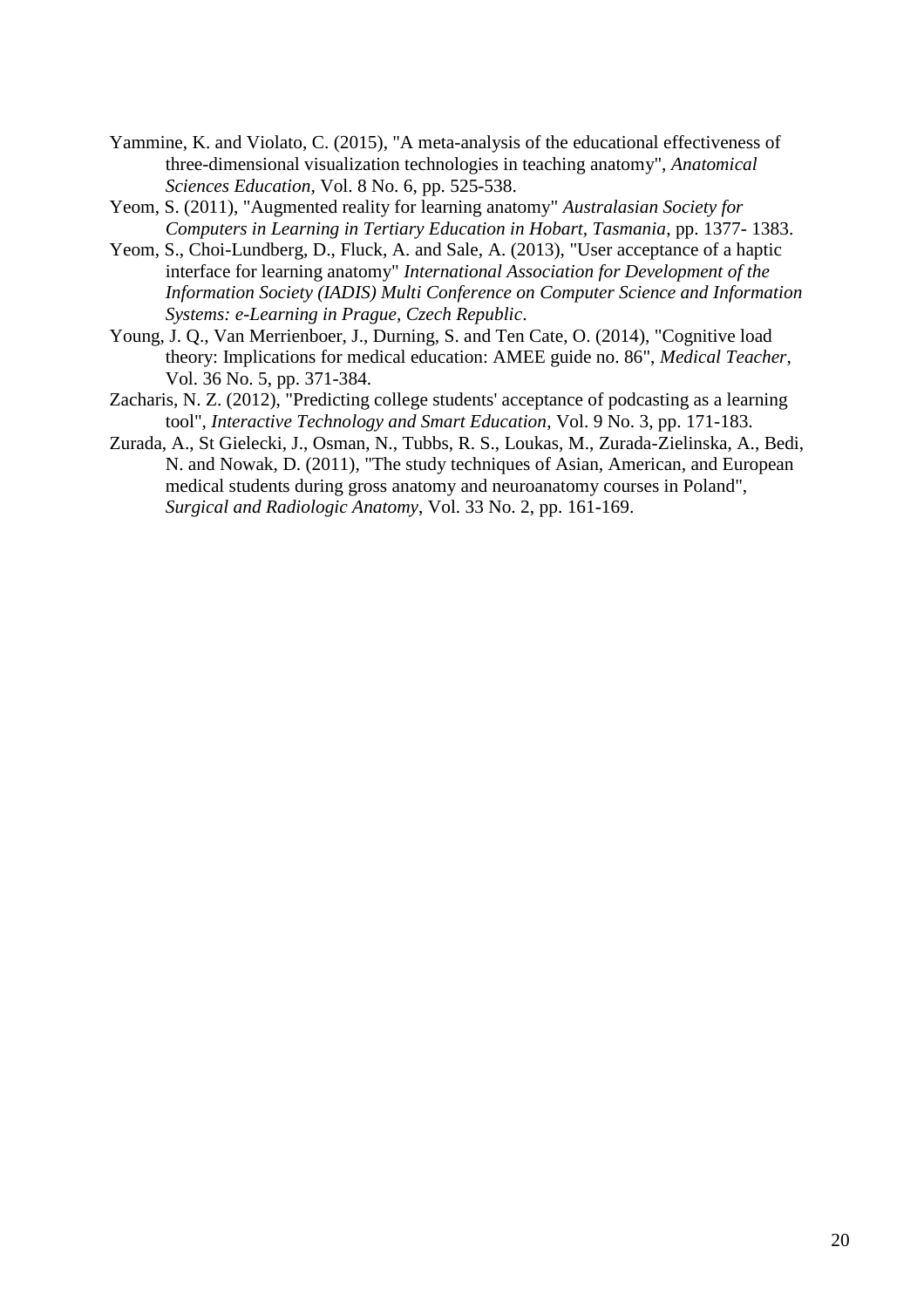Yammine, K. and Violato, C. (2015), "A meta-analysis of the educational effectiveness of three-dimensional visualization technologies in teaching anatomy", *Anatomical Sciences Education*, Vol. 8 No. 6, pp. 525-538.

Yeom, S. (2011), "Augmented reality for learning anatomy" *Australasian Society for Computers in Learning in Tertiary Education in Hobart, Tasmania*, pp. 1377- 1383.

Yeom, S., Choi-Lundberg, D., Fluck, A. and Sale, A. (2013), "User acceptance of a haptic interface for learning anatomy" *International Association for Development of the Information Society (IADIS) Multi Conference on Computer Science and Information Systems: e-Learning in Prague, Czech Republic*.

Young, J. Q., Van Merrienboer, J., Durning, S. and Ten Cate, O. (2014), "Cognitive load theory: Implications for medical education: AMEE guide no. 86", *Medical Teacher*, Vol. 36 No. 5, pp. 371-384.

Zacharis, N. Z. (2012), "Predicting college students' acceptance of podcasting as a learning tool", *Interactive Technology and Smart Education*, Vol. 9 No. 3, pp. 171-183.

Zurada, A., St Gielecki, J., Osman, N., Tubbs, R. S., Loukas, M., Zurada-Zielinska, A., Bedi, N. and Nowak, D. (2011), "The study techniques of Asian, American, and European medical students during gross anatomy and neuroanatomy courses in Poland", *Surgical and Radiologic Anatomy*, Vol. 33 No. 2, pp. 161-169.